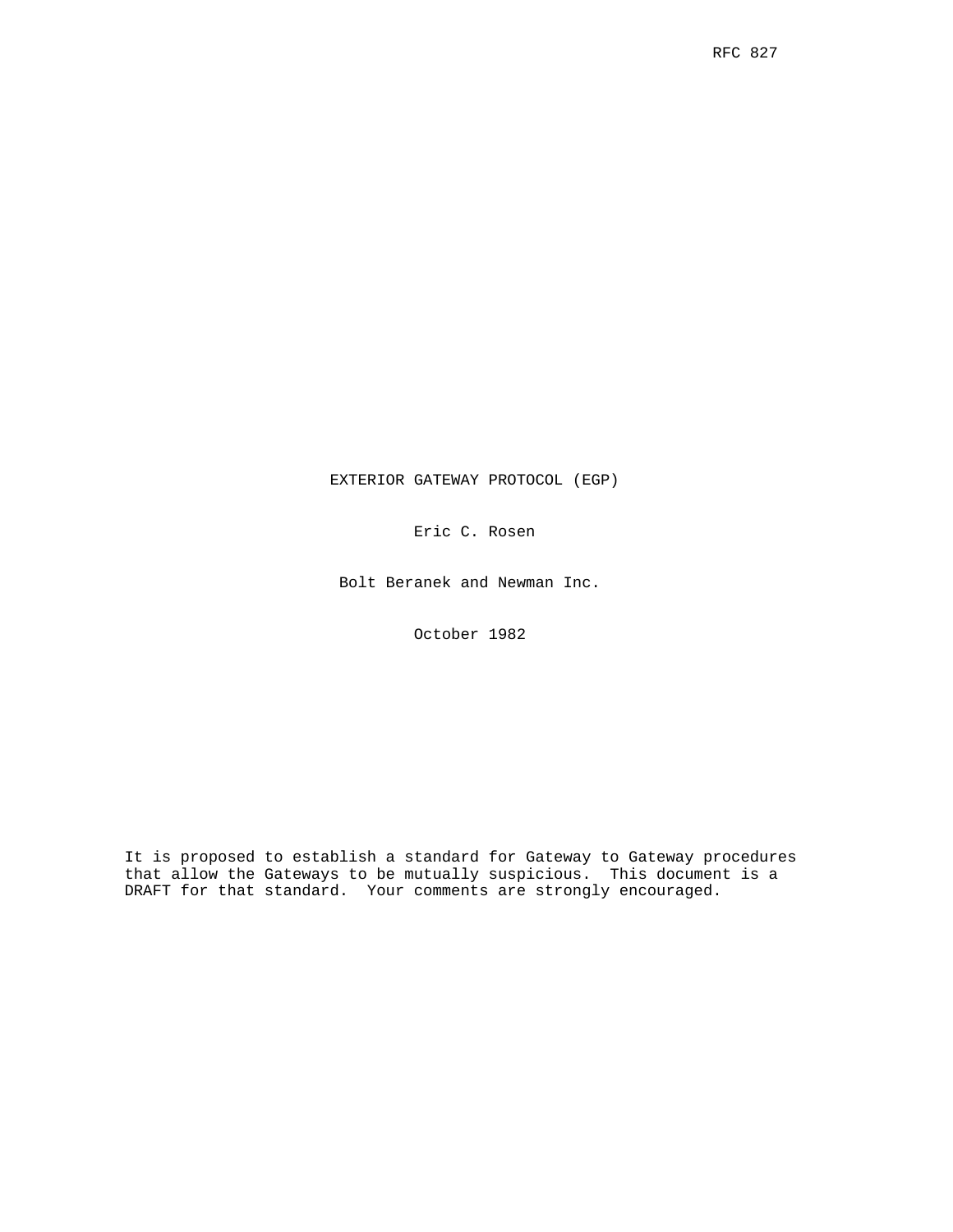RFC 827

# EXTERIOR GATEWAY PROTOCOL (EGP)

Eric C. Rosen

Bolt Beranek and Newman Inc.

October 1982

It is proposed to establish a standard for Gateway to Gateway procedures that allow the Gateways to be mutually suspicious. This document is a DRAFT for that standard. Your comments are strongly encouraged.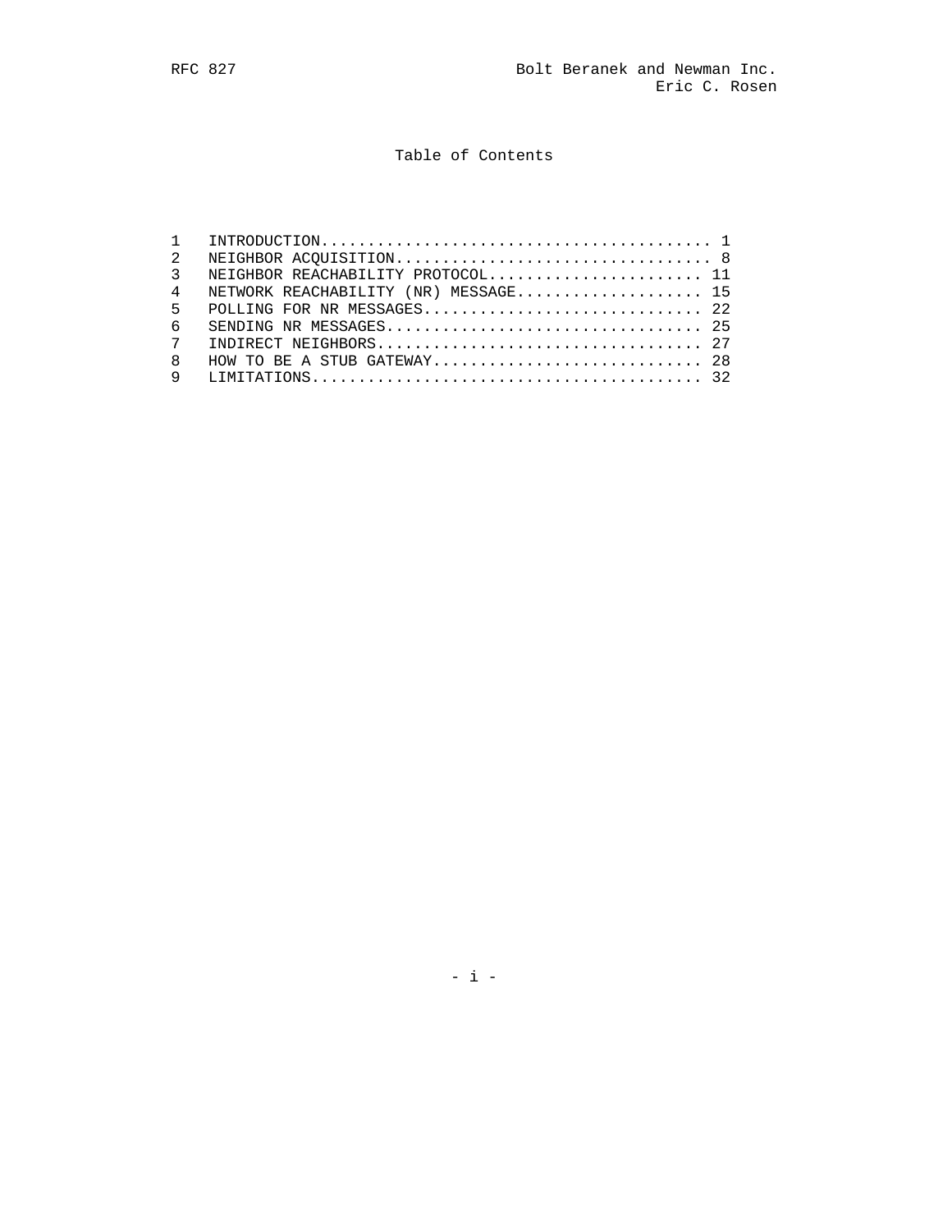# Table of Contents

1 INTRODUCTION.......................................... 1
2 NEIGHBOR ACQUISITION.................................. 8
3 NEIGHBOR REACHABILITY PROTOCOL....................... 11
4 NETWORK REACHABILITY (NR) MESSAGE.................... 15
5 POLLING FOR NR MESSAGES.............................. 22
6 SENDING NR MESSAGES.................................. 25
7 INDIRECT NEIGHBORS................................... 27
8 HOW TO BE A STUB GATEWAY............................. 28
9 LIMITATIONS.......................................... 32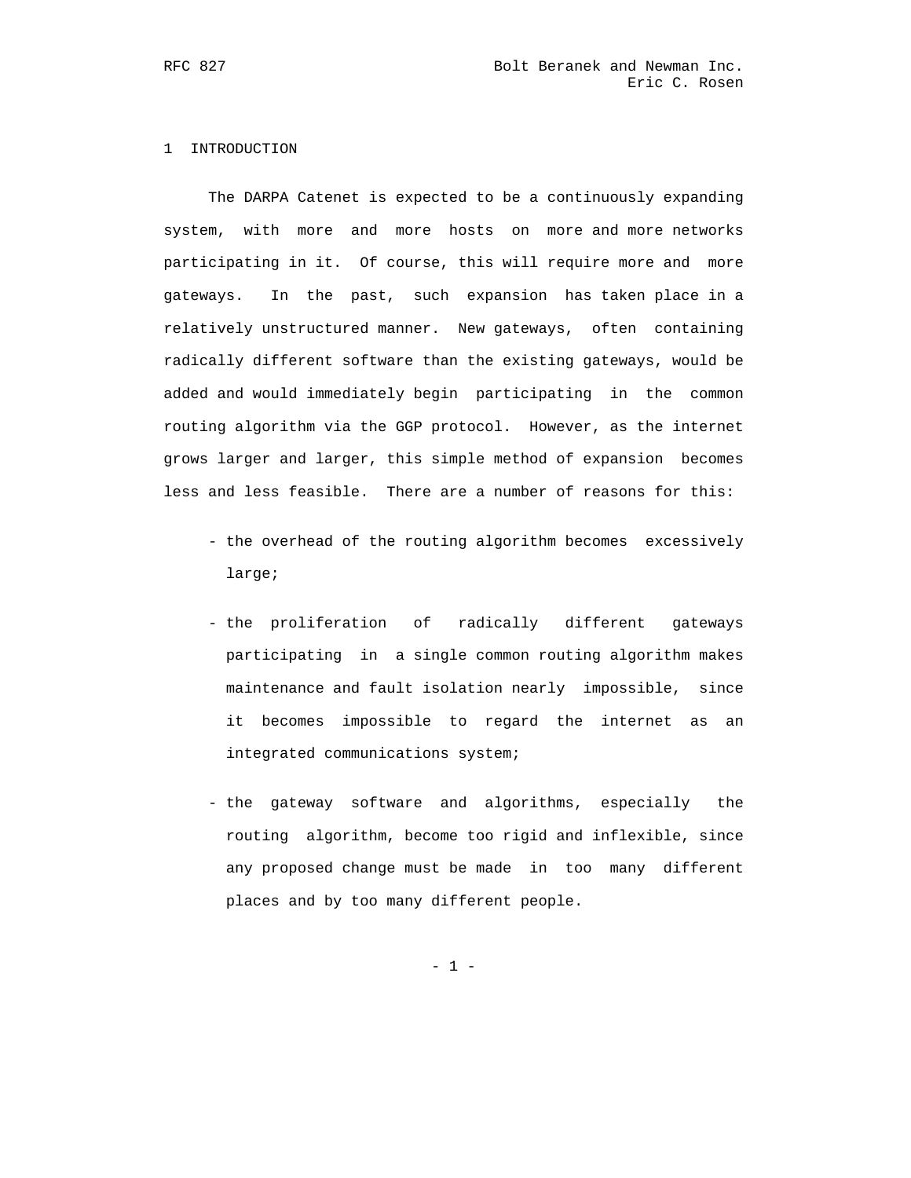# 1 INTRODUCTION

The DARPA Catenet is expected to be a continuously expanding system, with more and more hosts on more and more networks participating in it. Of course, this will require more and more gateways. In the past, such expansion has taken place in a relatively unstructured manner. New gateways, often containing radically different software than the existing gateways, would be added and would immediately begin participating in the common routing algorithm via the GGP protocol. However, as the internet grows larger and larger, this simple method of expansion becomes less and less feasible. There are a number of reasons for this:

- the overhead of the routing algorithm becomes excessively large;

- the proliferation of radically different gateways participating in a single common routing algorithm makes maintenance and fault isolation nearly impossible, since it becomes impossible to regard the internet as an integrated communications system;

- the gateway software and algorithms, especially the routing algorithm, become too rigid and inflexible, since any proposed change must be made in too many different places and by too many different people.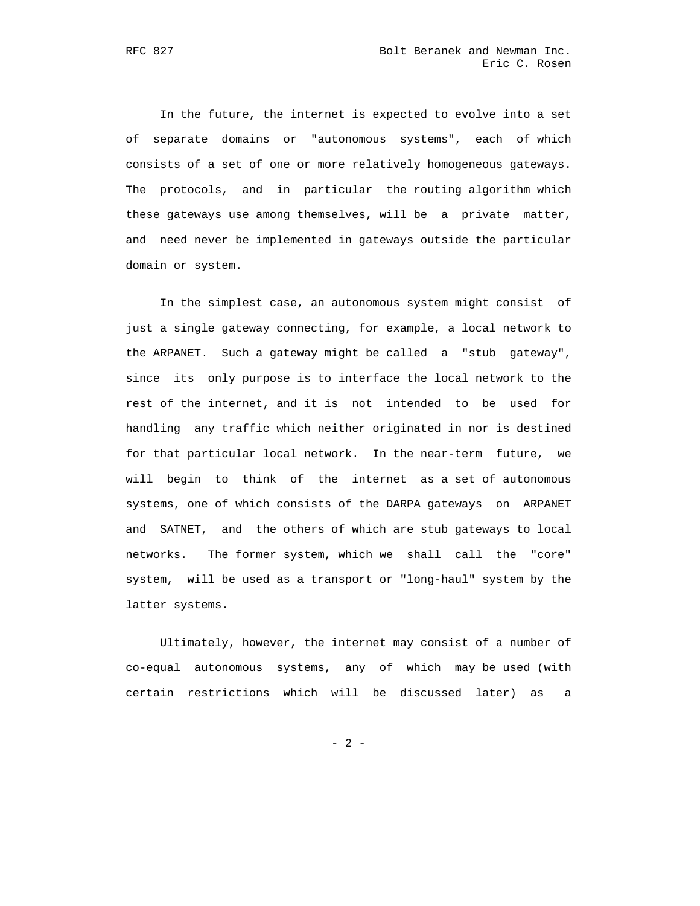In the future, the internet is expected to evolve into a set of separate domains or "autonomous systems", each of which consists of a set of one or more relatively homogeneous gateways. The protocols, and in particular the routing algorithm which these gateways use among themselves, will be a private matter, and need never be implemented in gateways outside the particular domain or system.

In the simplest case, an autonomous system might consist of just a single gateway connecting, for example, a local network to the ARPANET. Such a gateway might be called a "stub gateway", since its only purpose is to interface the local network to the rest of the internet, and it is not intended to be used for handling any traffic which neither originated in nor is destined for that particular local network. In the near-term future, we will begin to think of the internet as a set of autonomous systems, one of which consists of the DARPA gateways on ARPANET and SATNET, and the others of which are stub gateways to local networks. The former system, which we shall call the "core" system, will be used as a transport or "long-haul" system by the latter systems.

Ultimately, however, the internet may consist of a number of co-equal autonomous systems, any of which may be used (with certain restrictions which will be discussed later) as a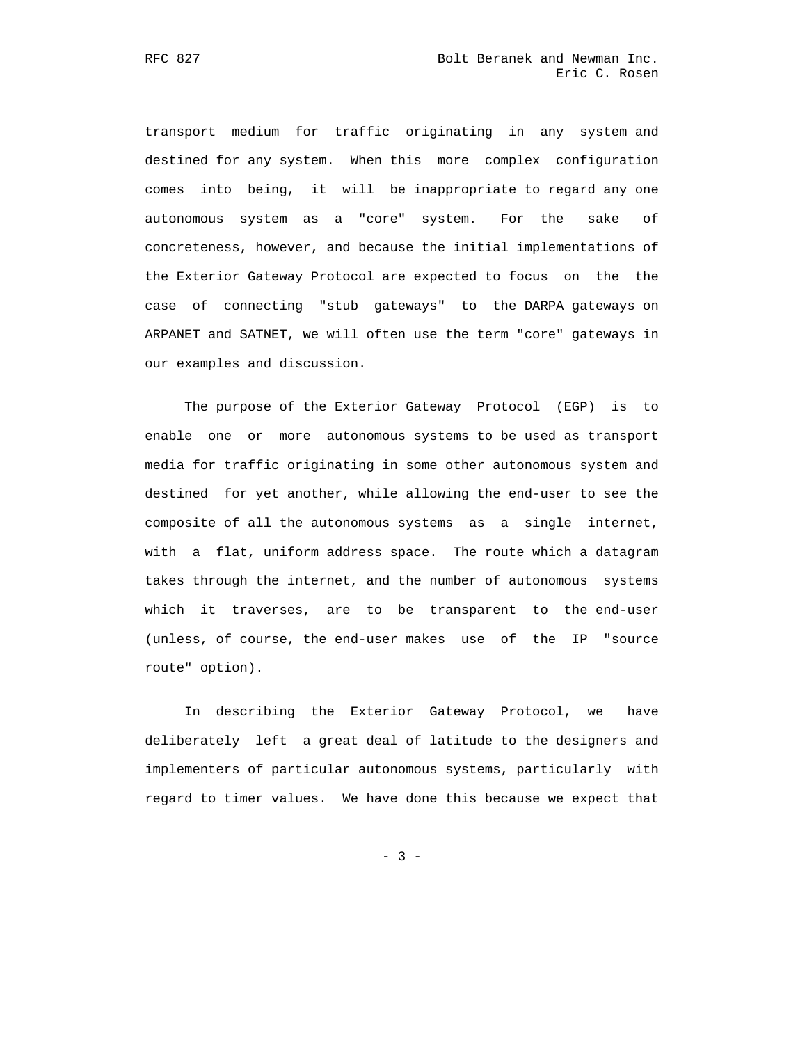transport medium for traffic originating in any system and destined for any system. When this more complex configuration comes into being, it will be inappropriate to regard any one autonomous system as a "core" system. For the sake of concreteness, however, and because the initial implementations of the Exterior Gateway Protocol are expected to focus on the the case of connecting "stub gateways" to the DARPA gateways on ARPANET and SATNET, we will often use the term "core" gateways in our examples and discussion.

The purpose of the Exterior Gateway Protocol (EGP) is to enable one or more autonomous systems to be used as transport media for traffic originating in some other autonomous system and destined for yet another, while allowing the end-user to see the composite of all the autonomous systems as a single internet, with a flat, uniform address space. The route which a datagram takes through the internet, and the number of autonomous systems which it traverses, are to be transparent to the end-user (unless, of course, the end-user makes use of the IP "source route" option).

In describing the Exterior Gateway Protocol, we have deliberately left a great deal of latitude to the designers and implementers of particular autonomous systems, particularly with regard to timer values. We have done this because we expect that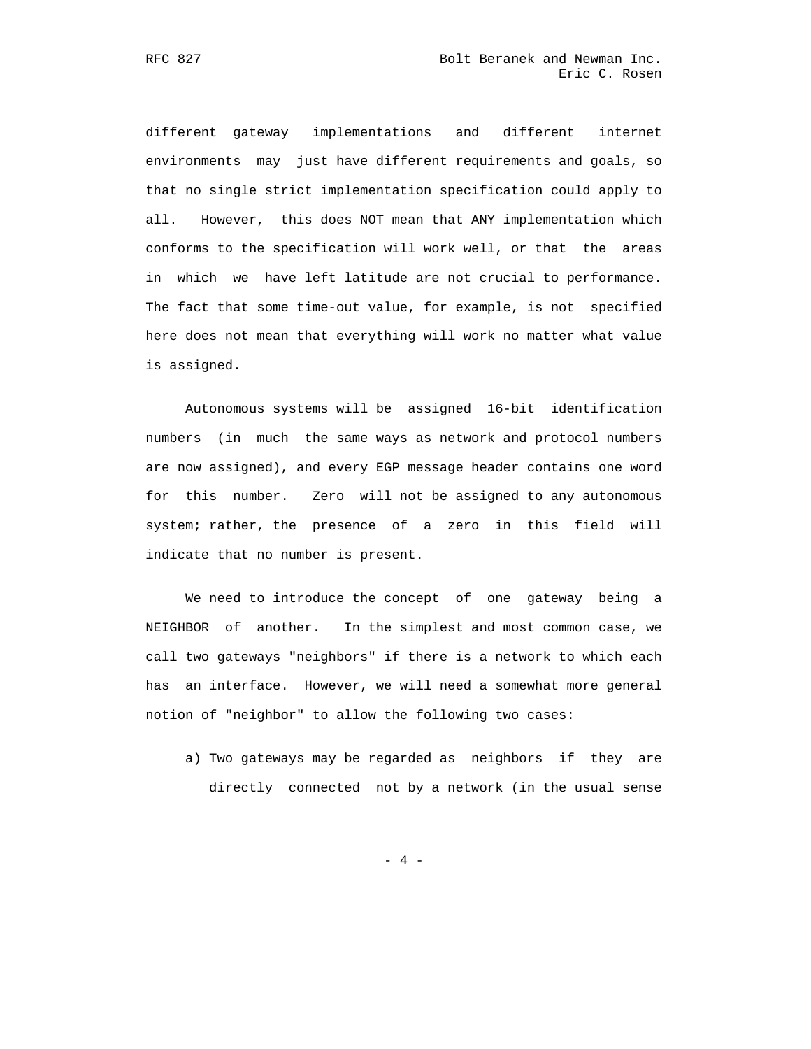different gateway implementations and different internet environments may just have different requirements and goals, so that no single strict implementation specification could apply to all. However, this does NOT mean that ANY implementation which conforms to the specification will work well, or that the areas in which we have left latitude are not crucial to performance. The fact that some time-out value, for example, is not specified here does not mean that everything will work no matter what value is assigned.

Autonomous systems will be assigned 16-bit identification numbers (in much the same ways as network and protocol numbers are now assigned), and every EGP message header contains one word for this number. Zero will not be assigned to any autonomous system; rather, the presence of a zero in this field will indicate that no number is present.

We need to introduce the concept of one gateway being a NEIGHBOR of another. In the simplest and most common case, we call two gateways "neighbors" if there is a network to which each has an interface. However, we will need a somewhat more general notion of "neighbor" to allow the following two cases:

a) Two gateways may be regarded as neighbors if they are directly connected not by a network (in the usual sense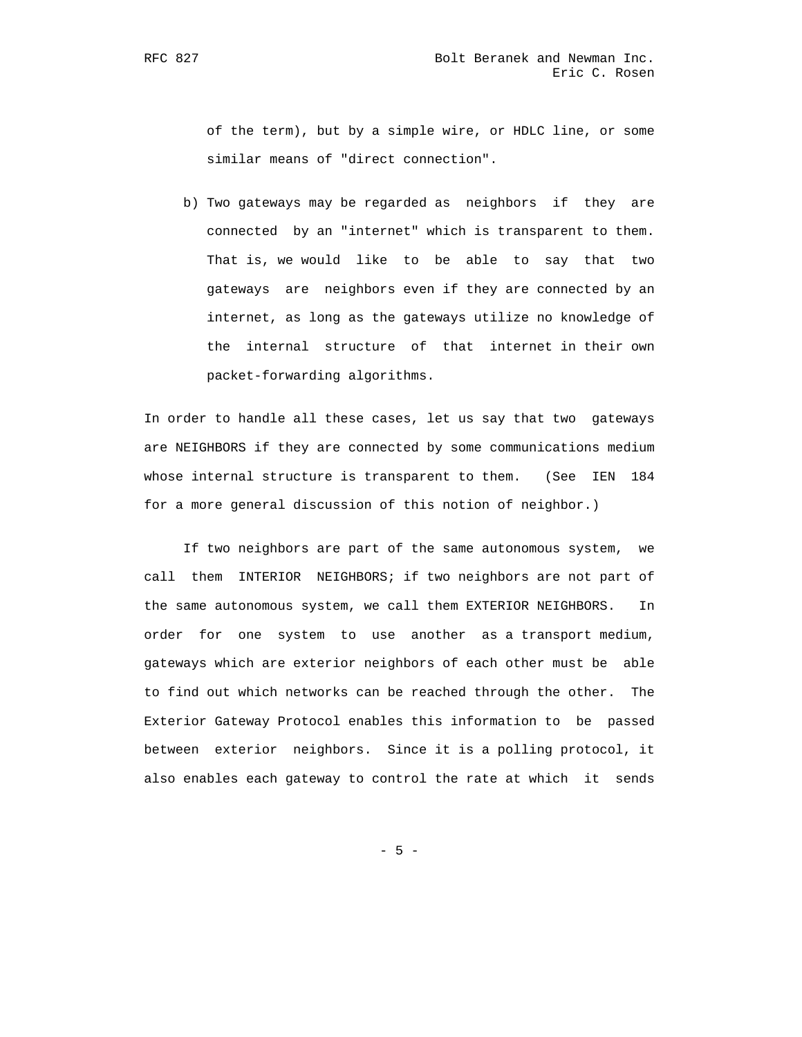of the term), but by a simple wire, or HDLC line, or some similar means of "direct connection".

b) Two gateways may be regarded as neighbors if they are connected by an "internet" which is transparent to them. That is, we would like to be able to say that two gateways are neighbors even if they are connected by an internet, as long as the gateways utilize no knowledge of the internal structure of that internet in their own packet-forwarding algorithms.

In order to handle all these cases, let us say that two gateways are NEIGHBORS if they are connected by some communications medium whose internal structure is transparent to them. (See IEN 184 for a more general discussion of this notion of neighbor.)

If two neighbors are part of the same autonomous system, we call them INTERIOR NEIGHBORS; if two neighbors are not part of the same autonomous system, we call them EXTERIOR NEIGHBORS. In order for one system to use another as a transport medium, gateways which are exterior neighbors of each other must be able to find out which networks can be reached through the other. The Exterior Gateway Protocol enables this information to be passed between exterior neighbors. Since it is a polling protocol, it also enables each gateway to control the rate at which it sends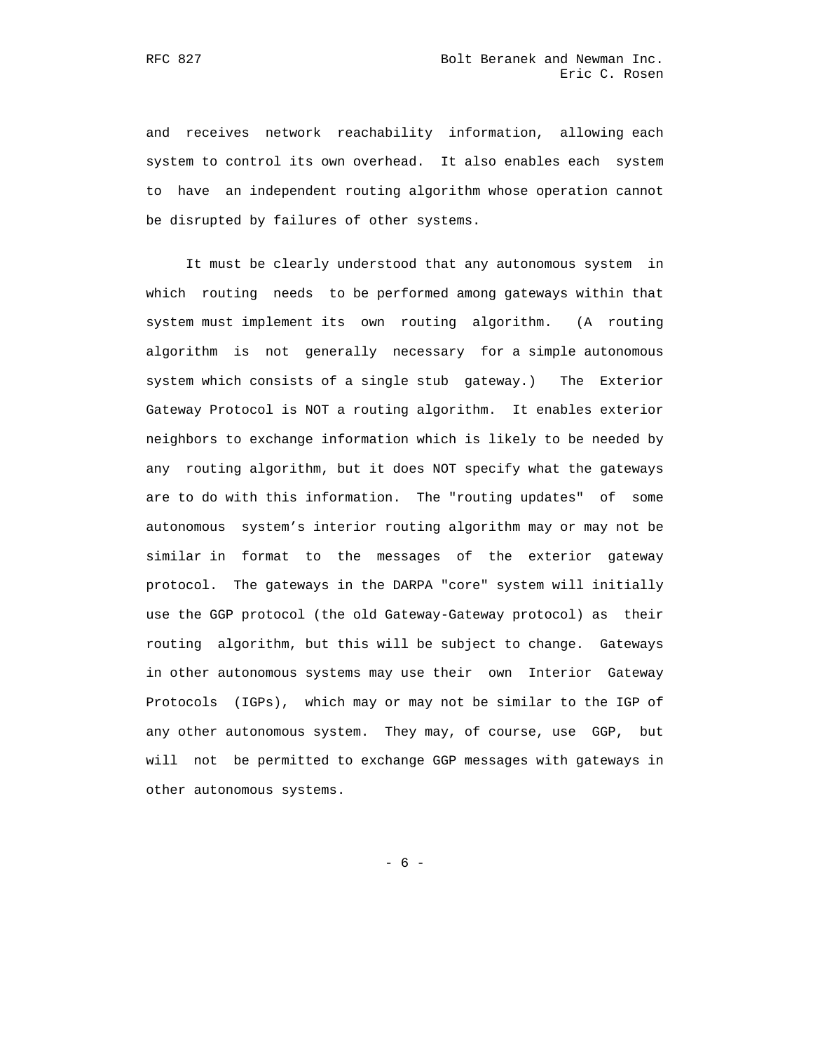and receives network reachability information, allowing each system to control its own overhead. It also enables each system to have an independent routing algorithm whose operation cannot be disrupted by failures of other systems.

It must be clearly understood that any autonomous system in which routing needs to be performed among gateways within that system must implement its own routing algorithm. (A routing algorithm is not generally necessary for a simple autonomous system which consists of a single stub gateway.) The Exterior Gateway Protocol is NOT a routing algorithm. It enables exterior neighbors to exchange information which is likely to be needed by any routing algorithm, but it does NOT specify what the gateways are to do with this information. The "routing updates" of some autonomous system's interior routing algorithm may or may not be similar in format to the messages of the exterior gateway protocol. The gateways in the DARPA "core" system will initially use the GGP protocol (the old Gateway-Gateway protocol) as their routing algorithm, but this will be subject to change. Gateways in other autonomous systems may use their own Interior Gateway Protocols (IGPs), which may or may not be similar to the IGP of any other autonomous system. They may, of course, use GGP, but will not be permitted to exchange GGP messages with gateways in other autonomous systems.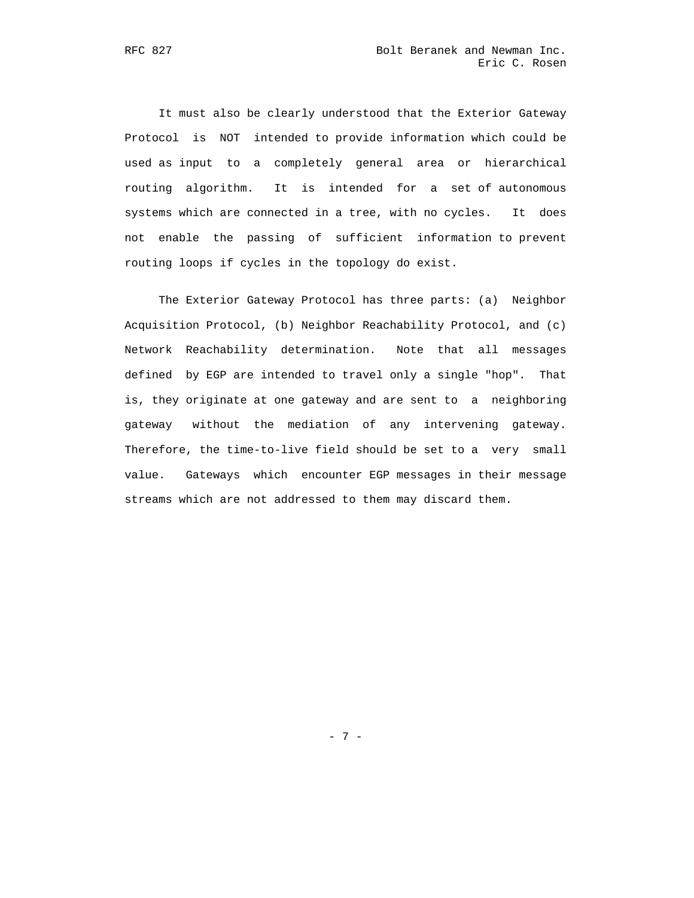It must also be clearly understood that the Exterior Gateway Protocol is NOT intended to provide information which could be used as input to a completely general area or hierarchical routing algorithm. It is intended for a set of autonomous systems which are connected in a tree, with no cycles. It does not enable the passing of sufficient information to prevent routing loops if cycles in the topology do exist.

The Exterior Gateway Protocol has three parts: (a) Neighbor Acquisition Protocol, (b) Neighbor Reachability Protocol, and (c) Network Reachability determination. Note that all messages defined by EGP are intended to travel only a single "hop". That is, they originate at one gateway and are sent to a neighboring gateway without the mediation of any intervening gateway. Therefore, the time-to-live field should be set to a very small value. Gateways which encounter EGP messages in their message streams which are not addressed to them may discard them.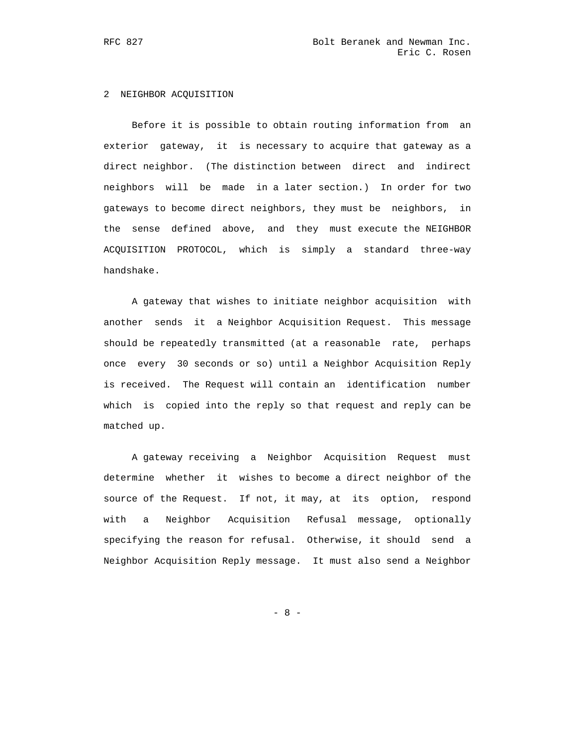## 2 NEIGHBOR ACQUISITION

Before it is possible to obtain routing information from an exterior gateway, it is necessary to acquire that gateway as a direct neighbor. (The distinction between direct and indirect neighbors will be made in a later section.) In order for two gateways to become direct neighbors, they must be neighbors, in the sense defined above, and they must execute the NEIGHBOR ACQUISITION PROTOCOL, which is simply a standard three-way handshake.

A gateway that wishes to initiate neighbor acquisition with another sends it a Neighbor Acquisition Request. This message should be repeatedly transmitted (at a reasonable rate, perhaps once every 30 seconds or so) until a Neighbor Acquisition Reply is received. The Request will contain an identification number which is copied into the reply so that request and reply can be matched up.

A gateway receiving a Neighbor Acquisition Request must determine whether it wishes to become a direct neighbor of the source of the Request. If not, it may, at its option, respond with a Neighbor Acquisition Refusal message, optionally specifying the reason for refusal. Otherwise, it should send a Neighbor Acquisition Reply message. It must also send a Neighbor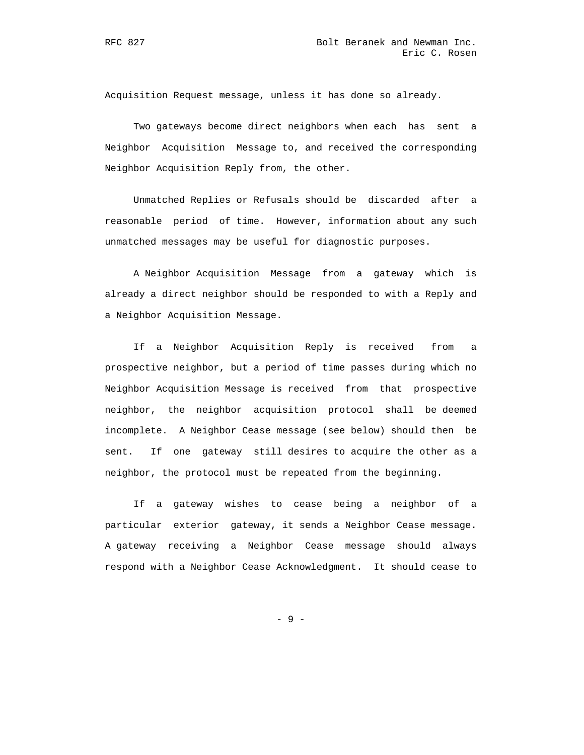Acquisition Request message, unless it has done so already.

Two gateways become direct neighbors when each has sent a Neighbor Acquisition Message to, and received the corresponding Neighbor Acquisition Reply from, the other.

Unmatched Replies or Refusals should be discarded after a reasonable period of time. However, information about any such unmatched messages may be useful for diagnostic purposes.

A Neighbor Acquisition Message from a gateway which is already a direct neighbor should be responded to with a Reply and a Neighbor Acquisition Message.

If a Neighbor Acquisition Reply is received from a prospective neighbor, but a period of time passes during which no Neighbor Acquisition Message is received from that prospective neighbor, the neighbor acquisition protocol shall be deemed incomplete. A Neighbor Cease message (see below) should then be sent. If one gateway still desires to acquire the other as a neighbor, the protocol must be repeated from the beginning.

If a gateway wishes to cease being a neighbor of a particular exterior gateway, it sends a Neighbor Cease message. A gateway receiving a Neighbor Cease message should always respond with a Neighbor Cease Acknowledgment. It should cease to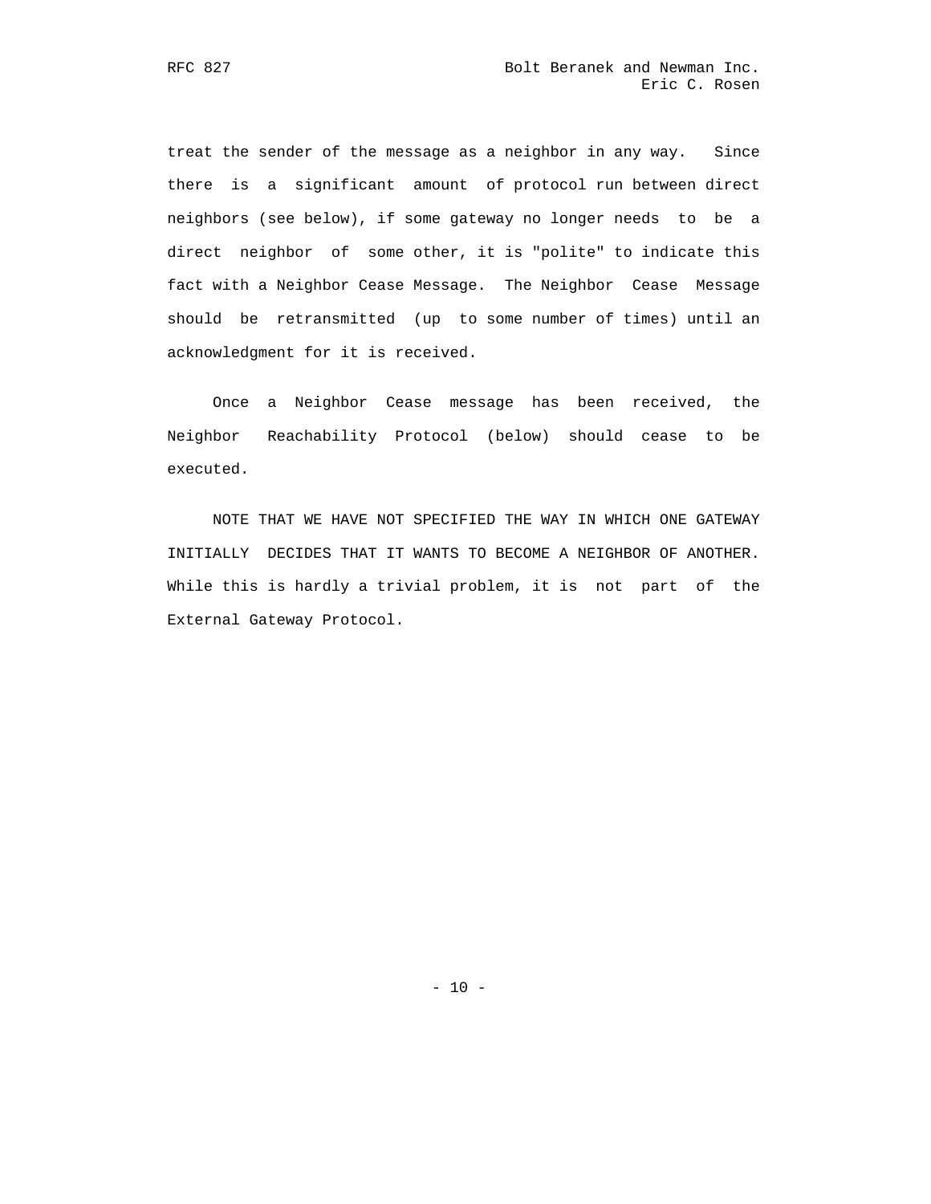treat the sender of the message as a neighbor in any way. Since there is a significant amount of protocol run between direct neighbors (see below), if some gateway no longer needs to be a direct neighbor of some other, it is "polite" to indicate this fact with a Neighbor Cease Message. The Neighbor Cease Message should be retransmitted (up to some number of times) until an acknowledgment for it is received.

Once a Neighbor Cease message has been received, the Neighbor Reachability Protocol (below) should cease to be executed.

NOTE THAT WE HAVE NOT SPECIFIED THE WAY IN WHICH ONE GATEWAY INITIALLY DECIDES THAT IT WANTS TO BECOME A NEIGHBOR OF ANOTHER. While this is hardly a trivial problem, it is not part of the External Gateway Protocol.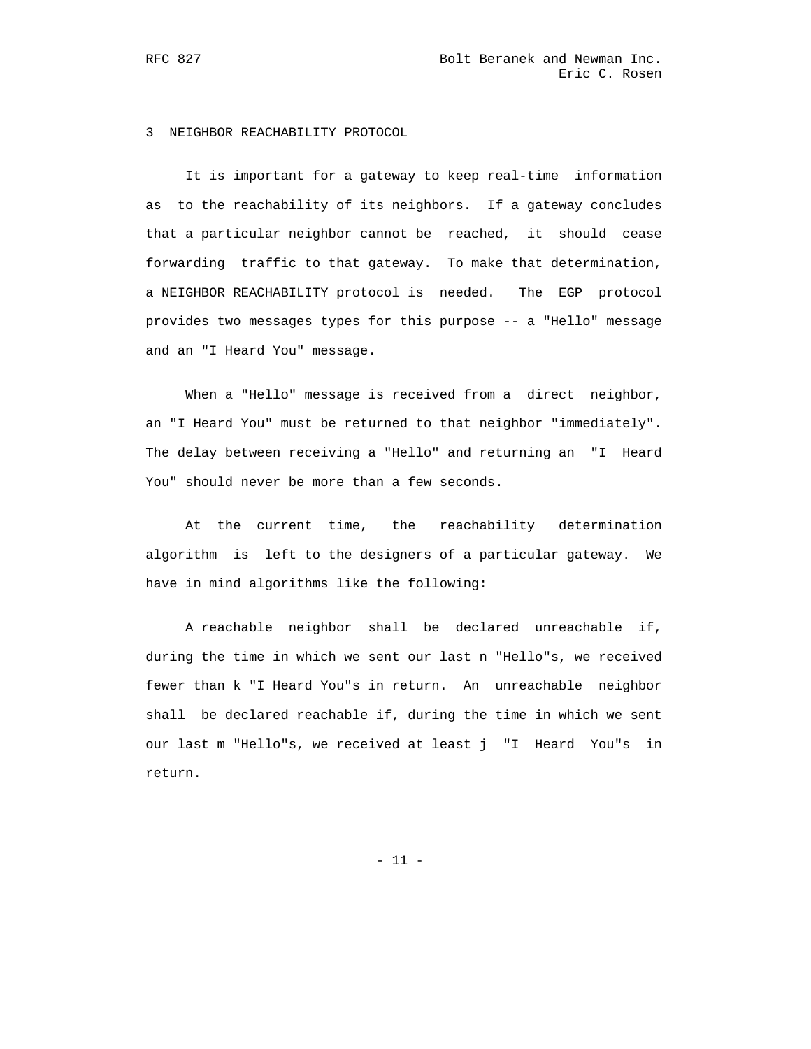## 3 NEIGHBOR REACHABILITY PROTOCOL

It is important for a gateway to keep real-time information as to the reachability of its neighbors. If a gateway concludes that a particular neighbor cannot be reached, it should cease forwarding traffic to that gateway. To make that determination, a NEIGHBOR REACHABILITY protocol is needed. The EGP protocol provides two messages types for this purpose -- a "Hello" message and an "I Heard You" message.

When a "Hello" message is received from a direct neighbor, an "I Heard You" must be returned to that neighbor "immediately". The delay between receiving a "Hello" and returning an "I Heard You" should never be more than a few seconds.

At the current time, the reachability determination algorithm is left to the designers of a particular gateway. We have in mind algorithms like the following:

A reachable neighbor shall be declared unreachable if, during the time in which we sent our last n "Hello"s, we received fewer than k "I Heard You"s in return. An unreachable neighbor shall be declared reachable if, during the time in which we sent our last m "Hello"s, we received at least j "I Heard You"s in return.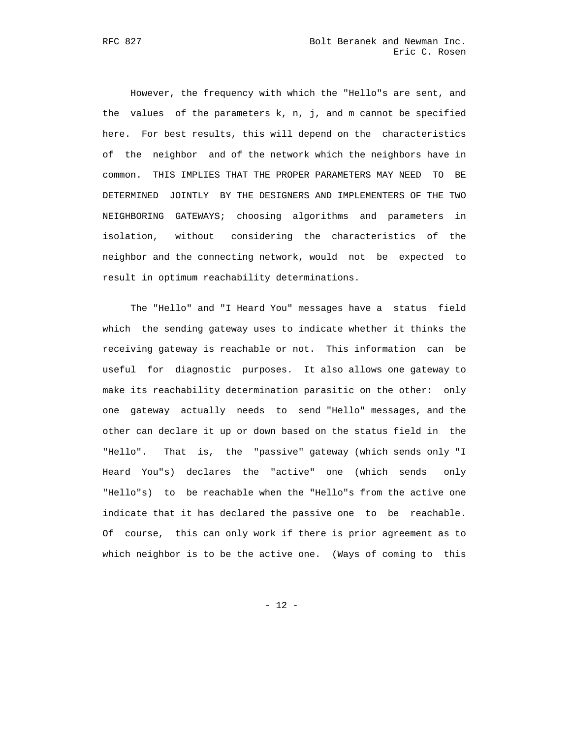However, the frequency with which the "Hello"s are sent, and the values of the parameters k, n, j, and m cannot be specified here. For best results, this will depend on the characteristics of the neighbor and of the network which the neighbors have in common. THIS IMPLIES THAT THE PROPER PARAMETERS MAY NEED TO BE DETERMINED JOINTLY BY THE DESIGNERS AND IMPLEMENTERS OF THE TWO NEIGHBORING GATEWAYS; choosing algorithms and parameters in isolation, without considering the characteristics of the neighbor and the connecting network, would not be expected to result in optimum reachability determinations.

The "Hello" and "I Heard You" messages have a status field which the sending gateway uses to indicate whether it thinks the receiving gateway is reachable or not. This information can be useful for diagnostic purposes. It also allows one gateway to make its reachability determination parasitic on the other: only one gateway actually needs to send "Hello" messages, and the other can declare it up or down based on the status field in the "Hello". That is, the "passive" gateway (which sends only "I Heard You"s) declares the "active" one (which sends only "Hello"s) to be reachable when the "Hello"s from the active one indicate that it has declared the passive one to be reachable. Of course, this can only work if there is prior agreement as to which neighbor is to be the active one. (Ways of coming to this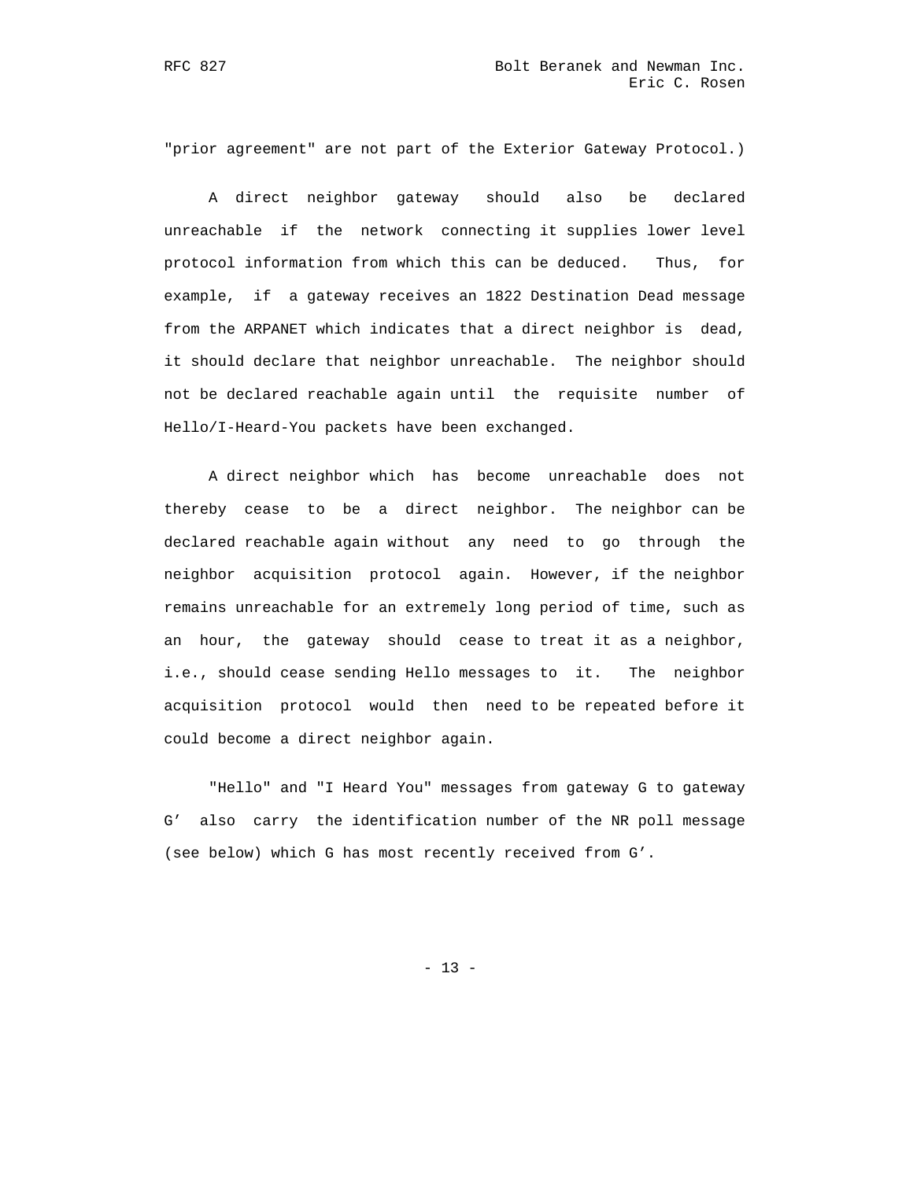"prior agreement" are not part of the Exterior Gateway Protocol.)

A direct neighbor gateway should also be declared unreachable if the network connecting it supplies lower level protocol information from which this can be deduced. Thus, for example, if a gateway receives an 1822 Destination Dead message from the ARPANET which indicates that a direct neighbor is dead, it should declare that neighbor unreachable. The neighbor should not be declared reachable again until the requisite number of Hello/I-Heard-You packets have been exchanged.

A direct neighbor which has become unreachable does not thereby cease to be a direct neighbor. The neighbor can be declared reachable again without any need to go through the neighbor acquisition protocol again. However, if the neighbor remains unreachable for an extremely long period of time, such as an hour, the gateway should cease to treat it as a neighbor, i.e., should cease sending Hello messages to it. The neighbor acquisition protocol would then need to be repeated before it could become a direct neighbor again.

"Hello" and "I Heard You" messages from gateway G to gateway G’ also carry the identification number of the NR poll message (see below) which G has most recently received from G’.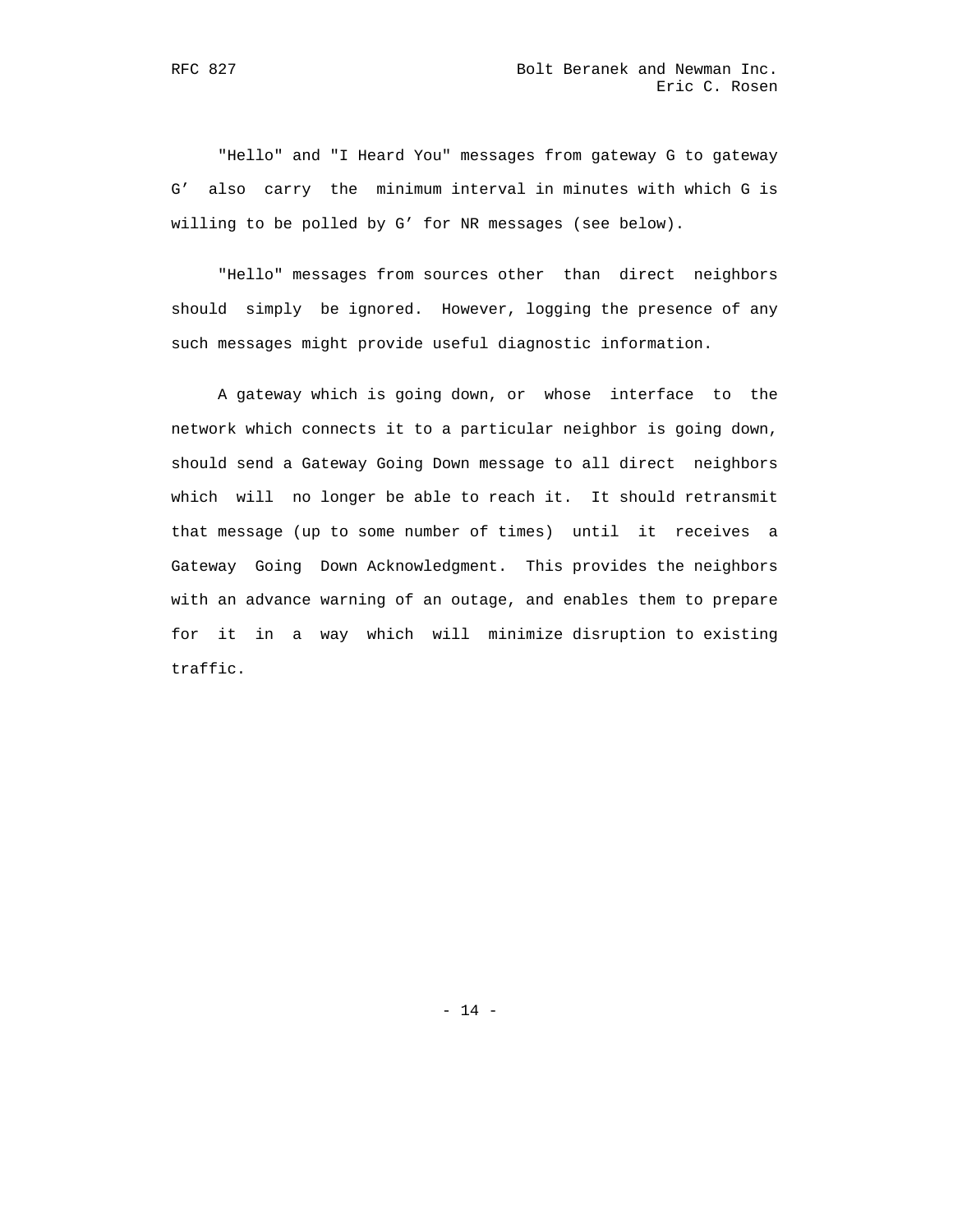"Hello" and "I Heard You" messages from gateway G to gateway G' also carry the minimum interval in minutes with which G is willing to be polled by G' for NR messages (see below).

"Hello" messages from sources other than direct neighbors should simply be ignored. However, logging the presence of any such messages might provide useful diagnostic information.

A gateway which is going down, or whose interface to the network which connects it to a particular neighbor is going down, should send a Gateway Going Down message to all direct neighbors which will no longer be able to reach it. It should retransmit that message (up to some number of times) until it receives a Gateway Going Down Acknowledgment. This provides the neighbors with an advance warning of an outage, and enables them to prepare for it in a way which will minimize disruption to existing traffic.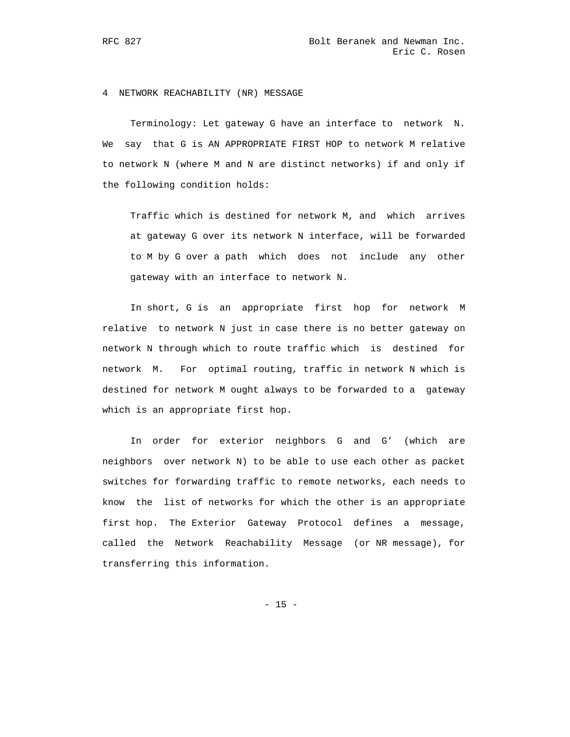# 4 NETWORK REACHABILITY (NR) MESSAGE

Terminology: Let gateway G have an interface to network N. We say that G is AN APPROPRIATE FIRST HOP to network M relative to network N (where M and N are distinct networks) if and only if the following condition holds:

> Traffic which is destined for network M, and which arrives at gateway G over its network N interface, will be forwarded to M by G over a path which does not include any other gateway with an interface to network N.

In short, G is an appropriate first hop for network M relative to network N just in case there is no better gateway on network N through which to route traffic which is destined for network M. For optimal routing, traffic in network N which is destined for network M ought always to be forwarded to a gateway which is an appropriate first hop.

In order for exterior neighbors G and G' (which are neighbors over network N) to be able to use each other as packet switches for forwarding traffic to remote networks, each needs to know the list of networks for which the other is an appropriate first hop. The Exterior Gateway Protocol defines a message, called the Network Reachability Message (or NR message), for transferring this information.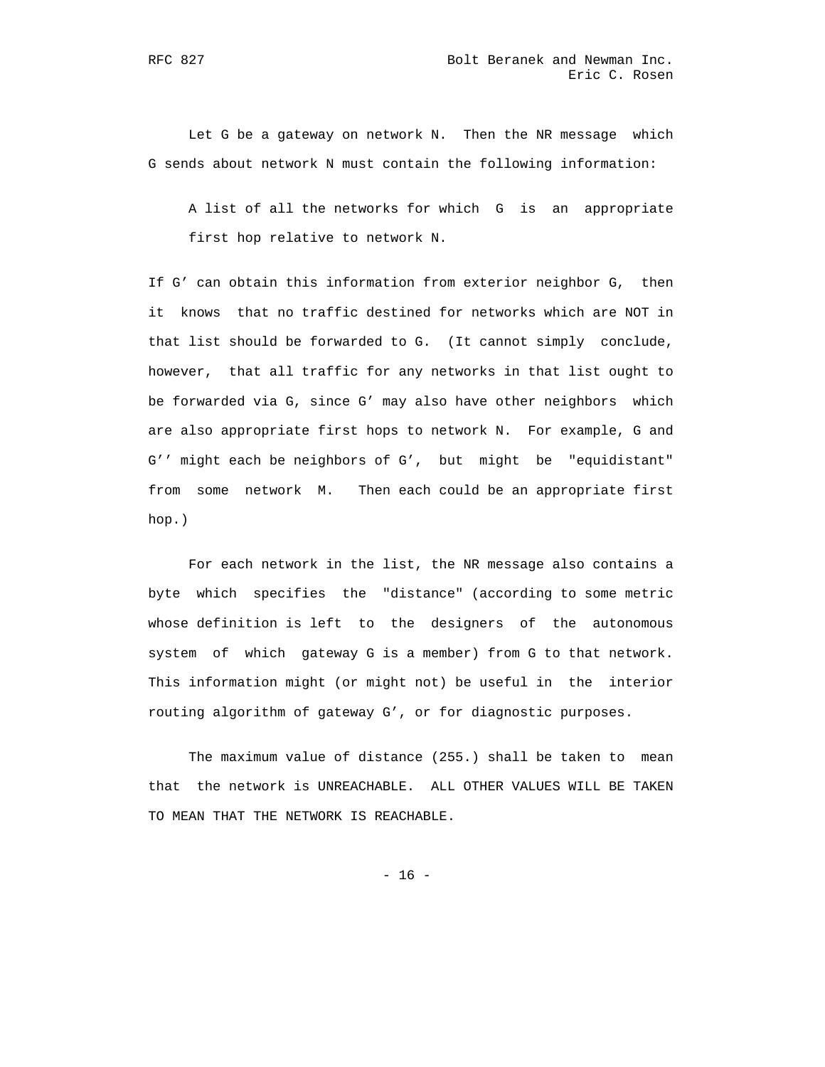Let G be a gateway on network N. Then the NR message which G sends about network N must contain the following information:

> A list of all the networks for which G is an appropriate first hop relative to network N.

If G' can obtain this information from exterior neighbor G, then it knows that no traffic destined for networks which are NOT in that list should be forwarded to G. (It cannot simply conclude, however, that all traffic for any networks in that list ought to be forwarded via G, since G' may also have other neighbors which are also appropriate first hops to network N. For example, G and G'' might each be neighbors of G', but might be "equidistant" from some network M. Then each could be an appropriate first hop.)

For each network in the list, the NR message also contains a byte which specifies the "distance" (according to some metric whose definition is left to the designers of the autonomous system of which gateway G is a member) from G to that network. This information might (or might not) be useful in the interior routing algorithm of gateway G', or for diagnostic purposes.

The maximum value of distance (255.) shall be taken to mean that the network is UNREACHABLE. ALL OTHER VALUES WILL BE TAKEN TO MEAN THAT THE NETWORK IS REACHABLE.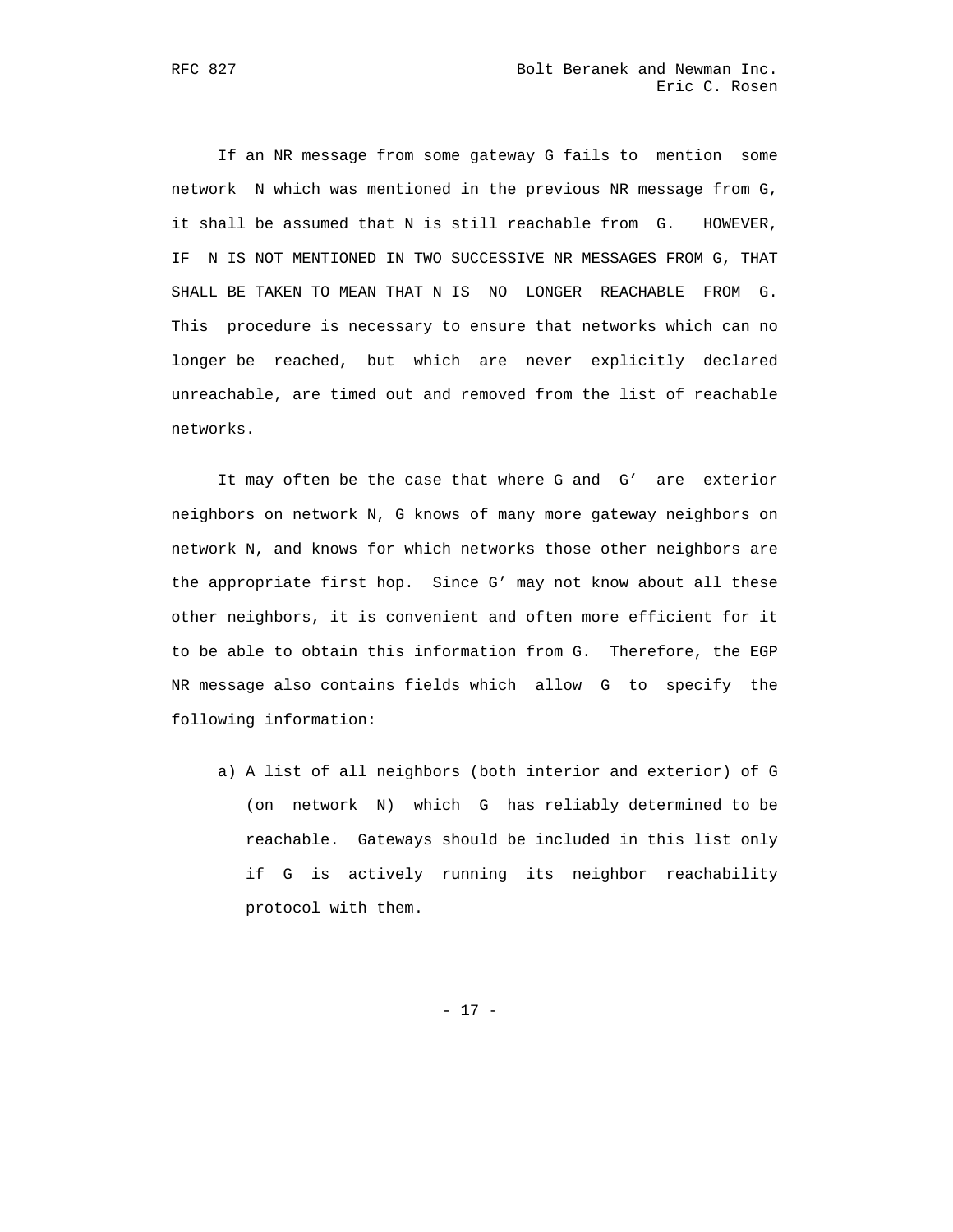If an NR message from some gateway G fails to mention some network N which was mentioned in the previous NR message from G, it shall be assumed that N is still reachable from G. HOWEVER, IF N IS NOT MENTIONED IN TWO SUCCESSIVE NR MESSAGES FROM G, THAT SHALL BE TAKEN TO MEAN THAT N IS NO LONGER REACHABLE FROM G. This procedure is necessary to ensure that networks which can no longer be reached, but which are never explicitly declared unreachable, are timed out and removed from the list of reachable networks.

It may often be the case that where G and G' are exterior neighbors on network N, G knows of many more gateway neighbors on network N, and knows for which networks those other neighbors are the appropriate first hop. Since G' may not know about all these other neighbors, it is convenient and often more efficient for it to be able to obtain this information from G. Therefore, the EGP NR message also contains fields which allow G to specify the following information:

a) A list of all neighbors (both interior and exterior) of G (on network N) which G has reliably determined to be reachable. Gateways should be included in this list only if G is actively running its neighbor reachability protocol with them.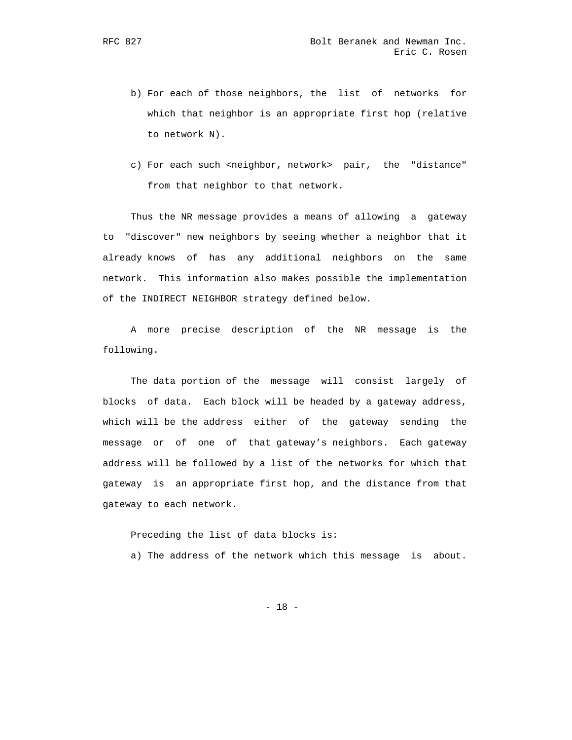b) For each of those neighbors, the list of networks for which that neighbor is an appropriate first hop (relative to network N).

c) For each such <neighbor, network> pair, the "distance" from that neighbor to that network.

Thus the NR message provides a means of allowing a gateway to "discover" new neighbors by seeing whether a neighbor that it already knows of has any additional neighbors on the same network. This information also makes possible the implementation of the INDIRECT NEIGHBOR strategy defined below.

A more precise description of the NR message is the following.

The data portion of the message will consist largely of blocks of data. Each block will be headed by a gateway address, which will be the address either of the gateway sending the message or of one of that gateway's neighbors. Each gateway address will be followed by a list of the networks for which that gateway is an appropriate first hop, and the distance from that gateway to each network.

Preceding the list of data blocks is:

a) The address of the network which this message is about.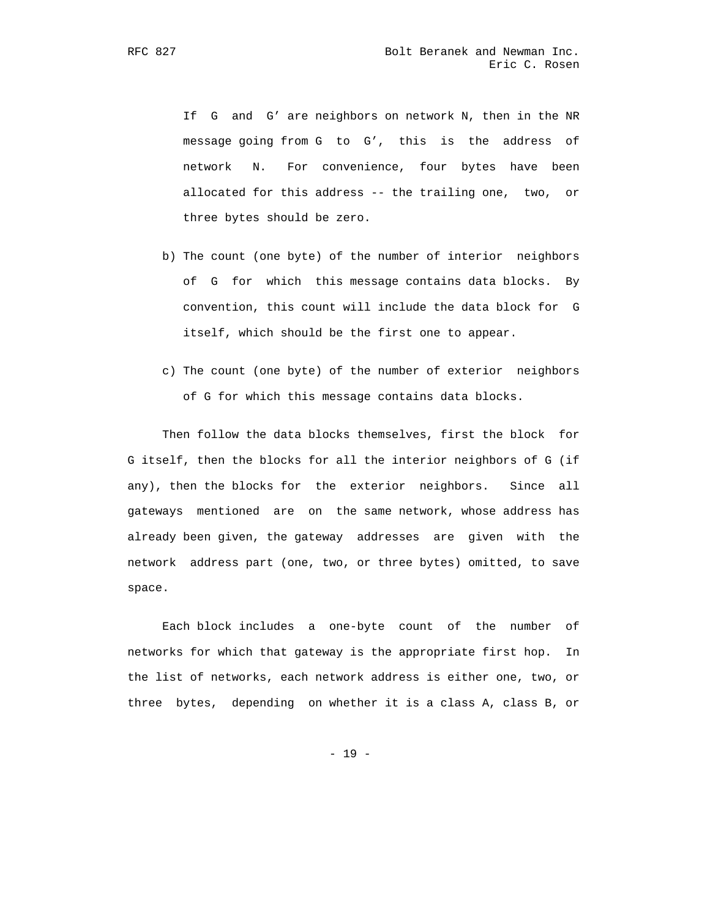If G and G' are neighbors on network N, then in the NR message going from G to G', this is the address of network N. For convenience, four bytes have been allocated for this address -- the trailing one, two, or three bytes should be zero.

b) The count (one byte) of the number of interior neighbors of G for which this message contains data blocks. By convention, this count will include the data block for G itself, which should be the first one to appear.

c) The count (one byte) of the number of exterior neighbors of G for which this message contains data blocks.

Then follow the data blocks themselves, first the block for G itself, then the blocks for all the interior neighbors of G (if any), then the blocks for the exterior neighbors. Since all gateways mentioned are on the same network, whose address has already been given, the gateway addresses are given with the network address part (one, two, or three bytes) omitted, to save space.

Each block includes a one-byte count of the number of networks for which that gateway is the appropriate first hop. In the list of networks, each network address is either one, two, or three bytes, depending on whether it is a class A, class B, or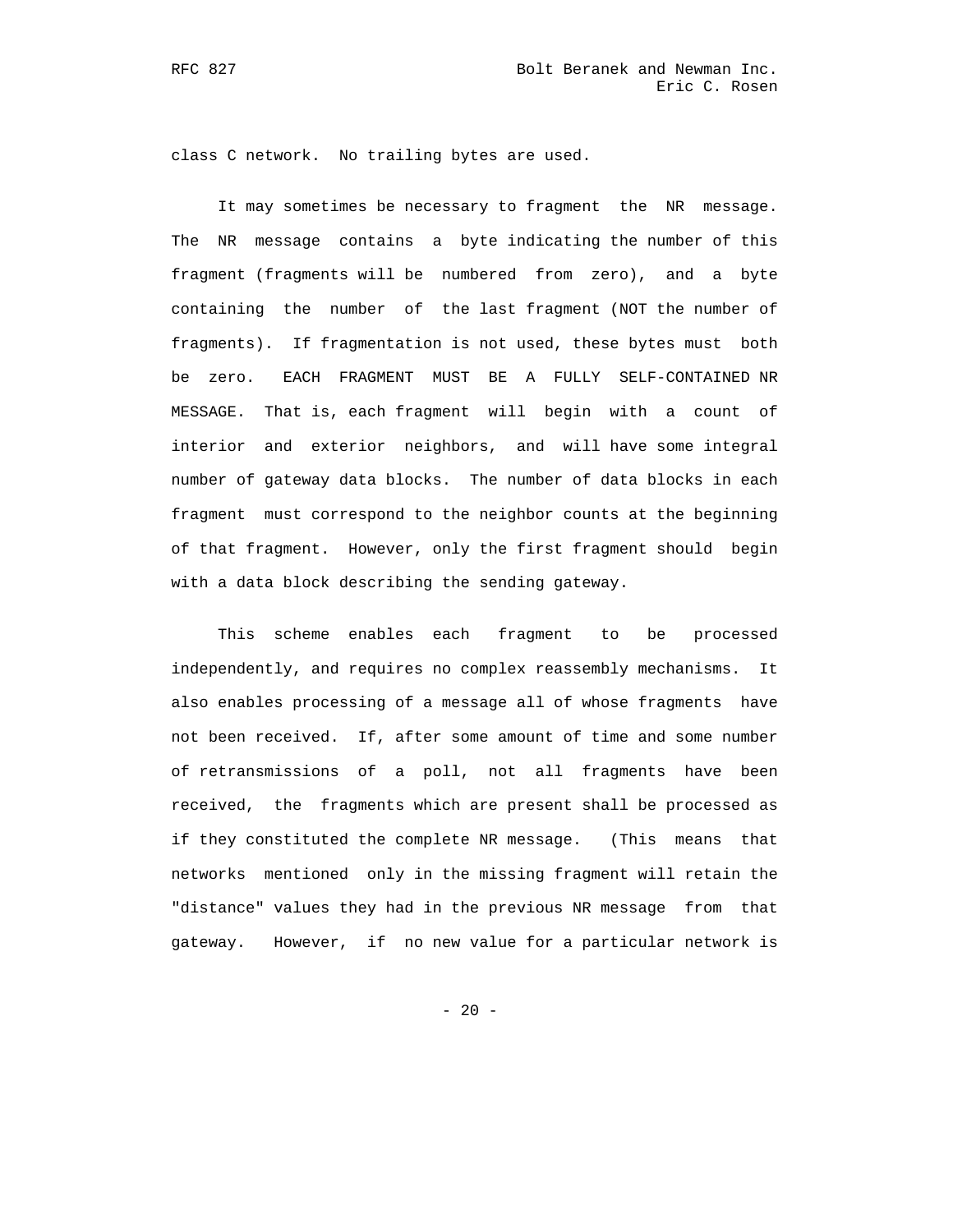class C network. No trailing bytes are used.

It may sometimes be necessary to fragment the NR message. The NR message contains a byte indicating the number of this fragment (fragments will be numbered from zero), and a byte containing the number of the last fragment (NOT the number of fragments). If fragmentation is not used, these bytes must both be zero. EACH FRAGMENT MUST BE A FULLY SELF-CONTAINED NR MESSAGE. That is, each fragment will begin with a count of interior and exterior neighbors, and will have some integral number of gateway data blocks. The number of data blocks in each fragment must correspond to the neighbor counts at the beginning of that fragment. However, only the first fragment should begin with a data block describing the sending gateway.

This scheme enables each fragment to be processed independently, and requires no complex reassembly mechanisms. It also enables processing of a message all of whose fragments have not been received. If, after some amount of time and some number of retransmissions of a poll, not all fragments have been received, the fragments which are present shall be processed as if they constituted the complete NR message. (This means that networks mentioned only in the missing fragment will retain the "distance" values they had in the previous NR message from that gateway. However, if no new value for a particular network is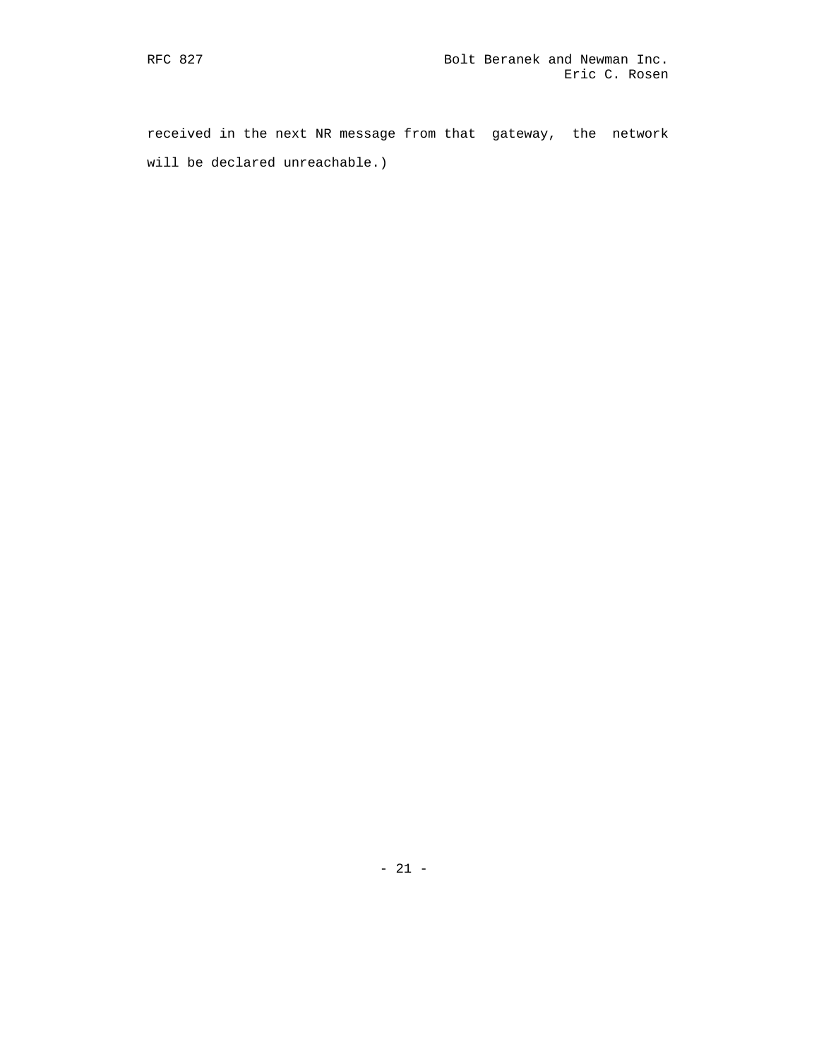received in the next NR message from that gateway, the network will be declared unreachable.)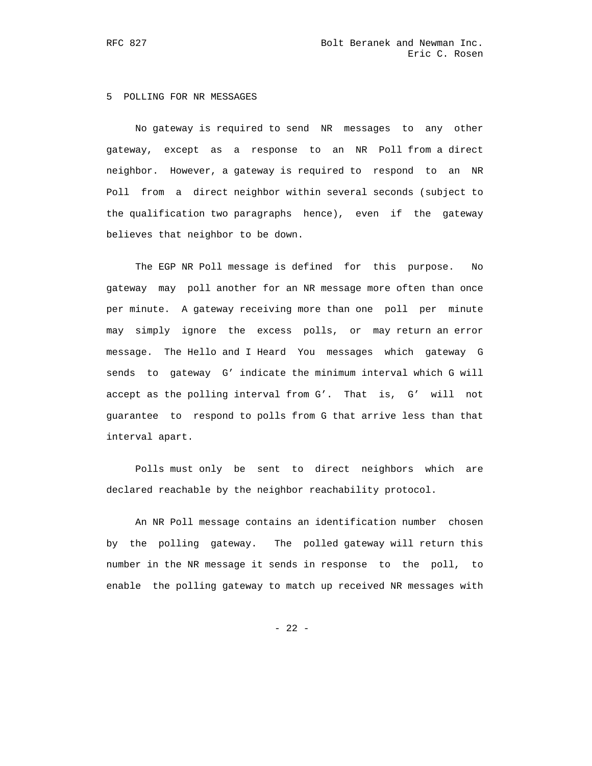## 5 POLLING FOR NR MESSAGES

No gateway is required to send NR messages to any other gateway, except as a response to an NR Poll from a direct neighbor. However, a gateway is required to respond to an NR Poll from a direct neighbor within several seconds (subject to the qualification two paragraphs hence), even if the gateway believes that neighbor to be down.

The EGP NR Poll message is defined for this purpose. No gateway may poll another for an NR message more often than once per minute. A gateway receiving more than one poll per minute may simply ignore the excess polls, or may return an error message. The Hello and I Heard You messages which gateway G sends to gateway G' indicate the minimum interval which G will accept as the polling interval from G'. That is, G' will not guarantee to respond to polls from G that arrive less than that interval apart.

Polls must only be sent to direct neighbors which are declared reachable by the neighbor reachability protocol.

An NR Poll message contains an identification number chosen by the polling gateway. The polled gateway will return this number in the NR message it sends in response to the poll, to enable the polling gateway to match up received NR messages with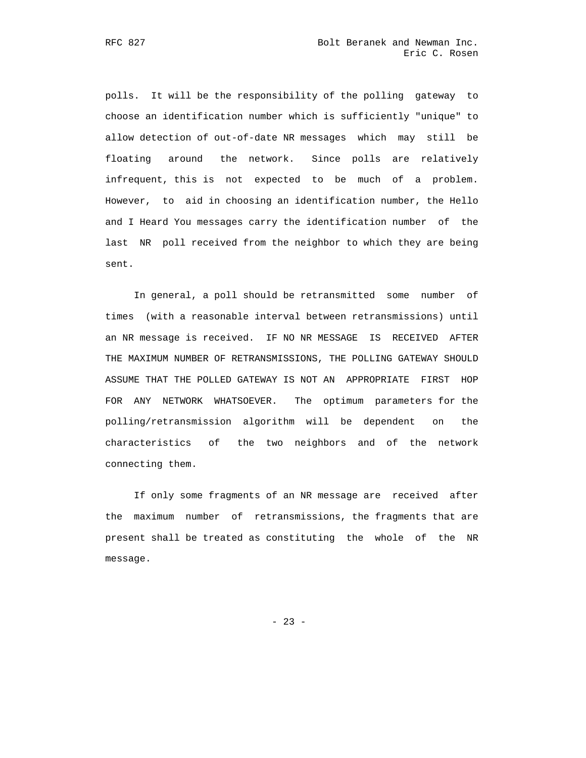polls. It will be the responsibility of the polling gateway to choose an identification number which is sufficiently "unique" to allow detection of out-of-date NR messages which may still be floating around the network. Since polls are relatively infrequent, this is not expected to be much of a problem. However, to aid in choosing an identification number, the Hello and I Heard You messages carry the identification number of the last NR poll received from the neighbor to which they are being sent.

In general, a poll should be retransmitted some number of times (with a reasonable interval between retransmissions) until an NR message is received. IF NO NR MESSAGE IS RECEIVED AFTER THE MAXIMUM NUMBER OF RETRANSMISSIONS, THE POLLING GATEWAY SHOULD ASSUME THAT THE POLLED GATEWAY IS NOT AN APPROPRIATE FIRST HOP FOR ANY NETWORK WHATSOEVER. The optimum parameters for the polling/retransmission algorithm will be dependent on the characteristics of the two neighbors and of the network connecting them.

If only some fragments of an NR message are received after the maximum number of retransmissions, the fragments that are present shall be treated as constituting the whole of the NR message.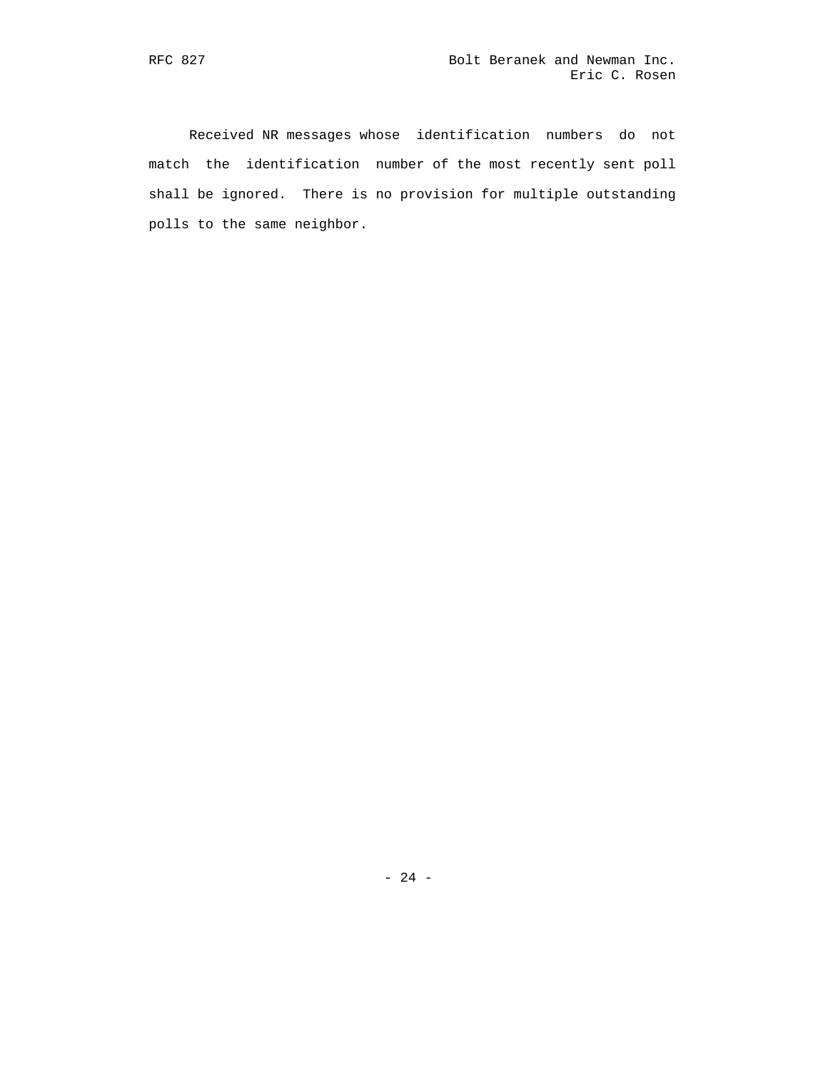Received NR messages whose identification numbers do not match the identification number of the most recently sent poll shall be ignored. There is no provision for multiple outstanding polls to the same neighbor.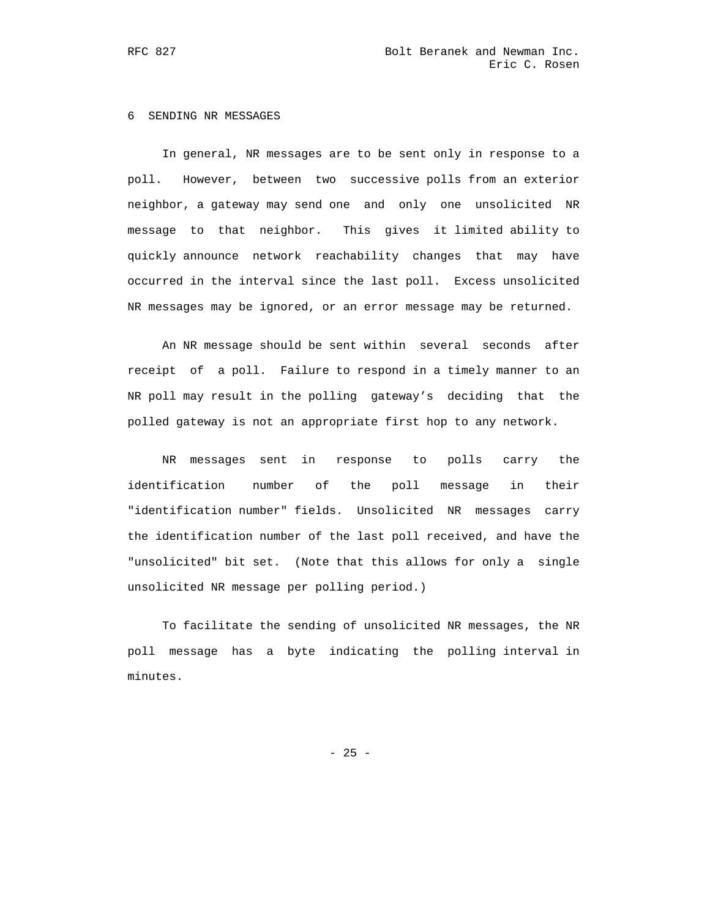# 6 SENDING NR MESSAGES

In general, NR messages are to be sent only in response to a poll. However, between two successive polls from an exterior neighbor, a gateway may send one and only one unsolicited NR message to that neighbor. This gives it limited ability to quickly announce network reachability changes that may have occurred in the interval since the last poll. Excess unsolicited NR messages may be ignored, or an error message may be returned.

An NR message should be sent within several seconds after receipt of a poll. Failure to respond in a timely manner to an NR poll may result in the polling gateway's deciding that the polled gateway is not an appropriate first hop to any network.

NR messages sent in response to polls carry the identification number of the poll message in their "identification number" fields. Unsolicited NR messages carry the identification number of the last poll received, and have the "unsolicited" bit set. (Note that this allows for only a single unsolicited NR message per polling period.)

To facilitate the sending of unsolicited NR messages, the NR poll message has a byte indicating the polling interval in minutes.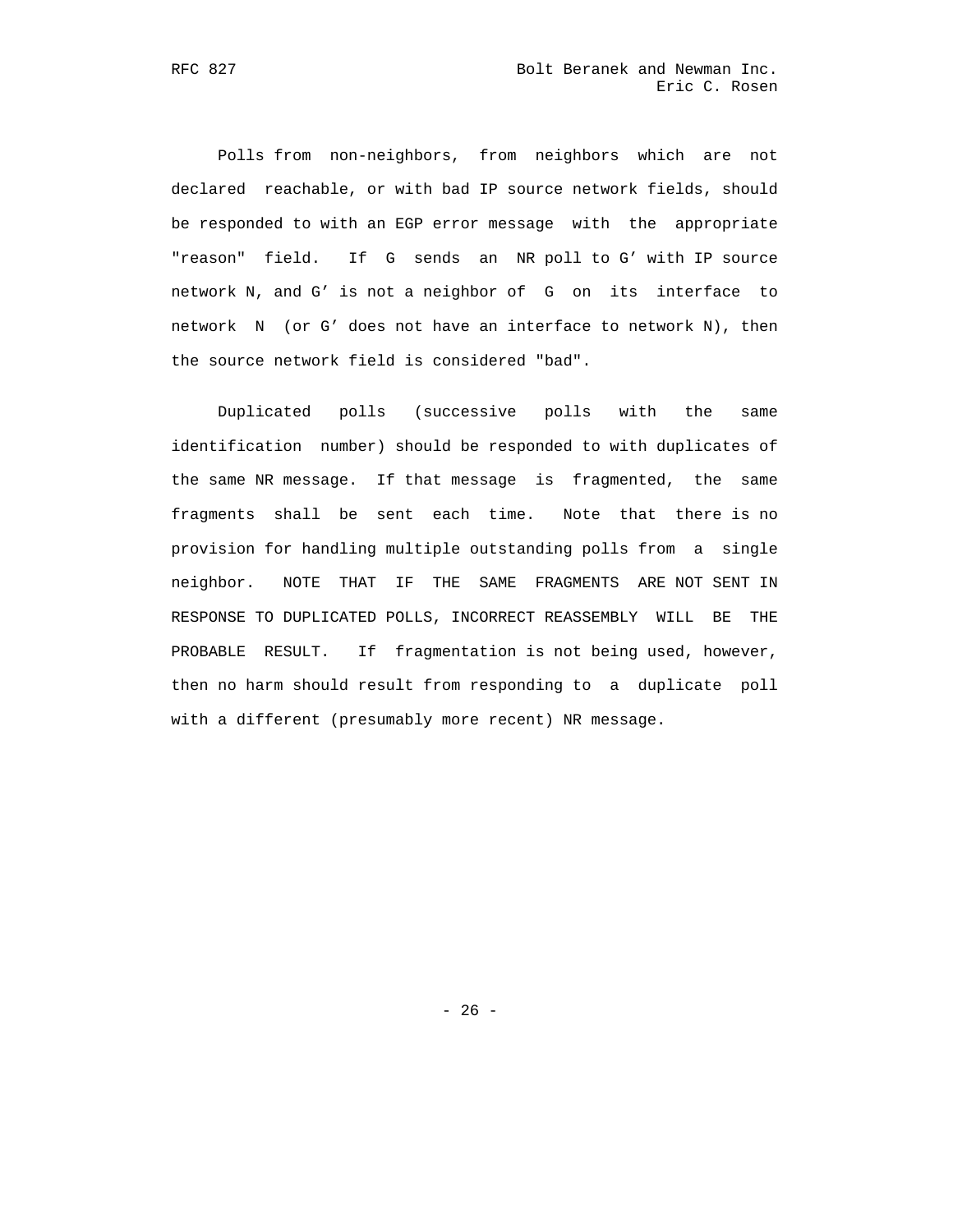Polls from non-neighbors, from neighbors which are not declared reachable, or with bad IP source network fields, should be responded to with an EGP error message with the appropriate "reason" field. If G sends an NR poll to G' with IP source network N, and G' is not a neighbor of G on its interface to network N (or G' does not have an interface to network N), then the source network field is considered "bad".

Duplicated polls (successive polls with the same identification number) should be responded to with duplicates of the same NR message. If that message is fragmented, the same fragments shall be sent each time. Note that there is no provision for handling multiple outstanding polls from a single neighbor. NOTE THAT IF THE SAME FRAGMENTS ARE NOT SENT IN RESPONSE TO DUPLICATED POLLS, INCORRECT REASSEMBLY WILL BE THE PROBABLE RESULT. If fragmentation is not being used, however, then no harm should result from responding to a duplicate poll with a different (presumably more recent) NR message.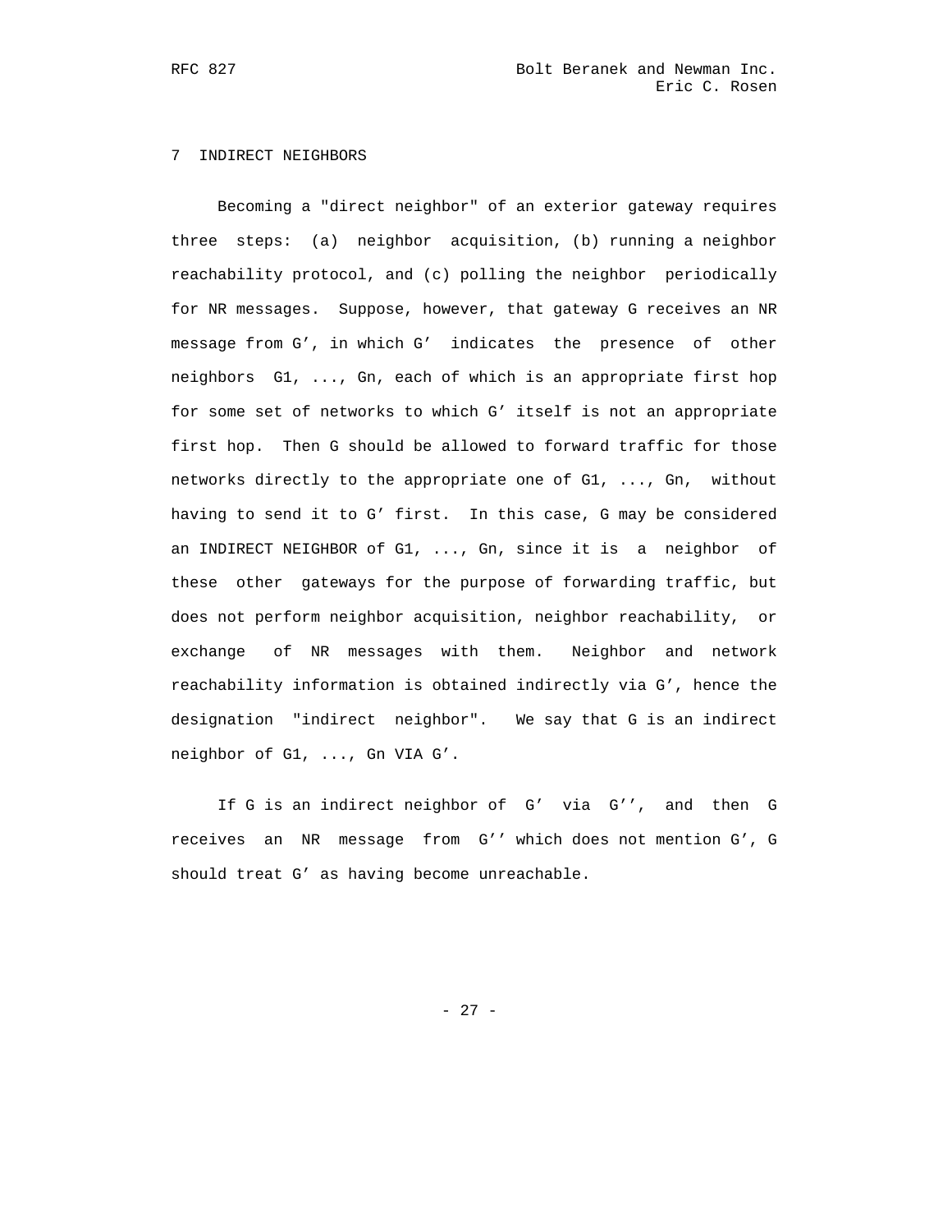## 7 INDIRECT NEIGHBORS

Becoming a "direct neighbor" of an exterior gateway requires three steps: (a) neighbor acquisition, (b) running a neighbor reachability protocol, and (c) polling the neighbor periodically for NR messages. Suppose, however, that gateway G receives an NR message from G', in which G' indicates the presence of other neighbors G1, ..., Gn, each of which is an appropriate first hop for some set of networks to which G' itself is not an appropriate first hop. Then G should be allowed to forward traffic for those networks directly to the appropriate one of G1, ..., Gn, without having to send it to G' first. In this case, G may be considered an INDIRECT NEIGHBOR of G1, ..., Gn, since it is a neighbor of these other gateways for the purpose of forwarding traffic, but does not perform neighbor acquisition, neighbor reachability, or exchange of NR messages with them. Neighbor and network reachability information is obtained indirectly via G', hence the designation "indirect neighbor". We say that G is an indirect neighbor of G1, ..., Gn VIA G'.

If G is an indirect neighbor of G' via G'', and then G receives an NR message from G'' which does not mention G', G should treat G' as having become unreachable.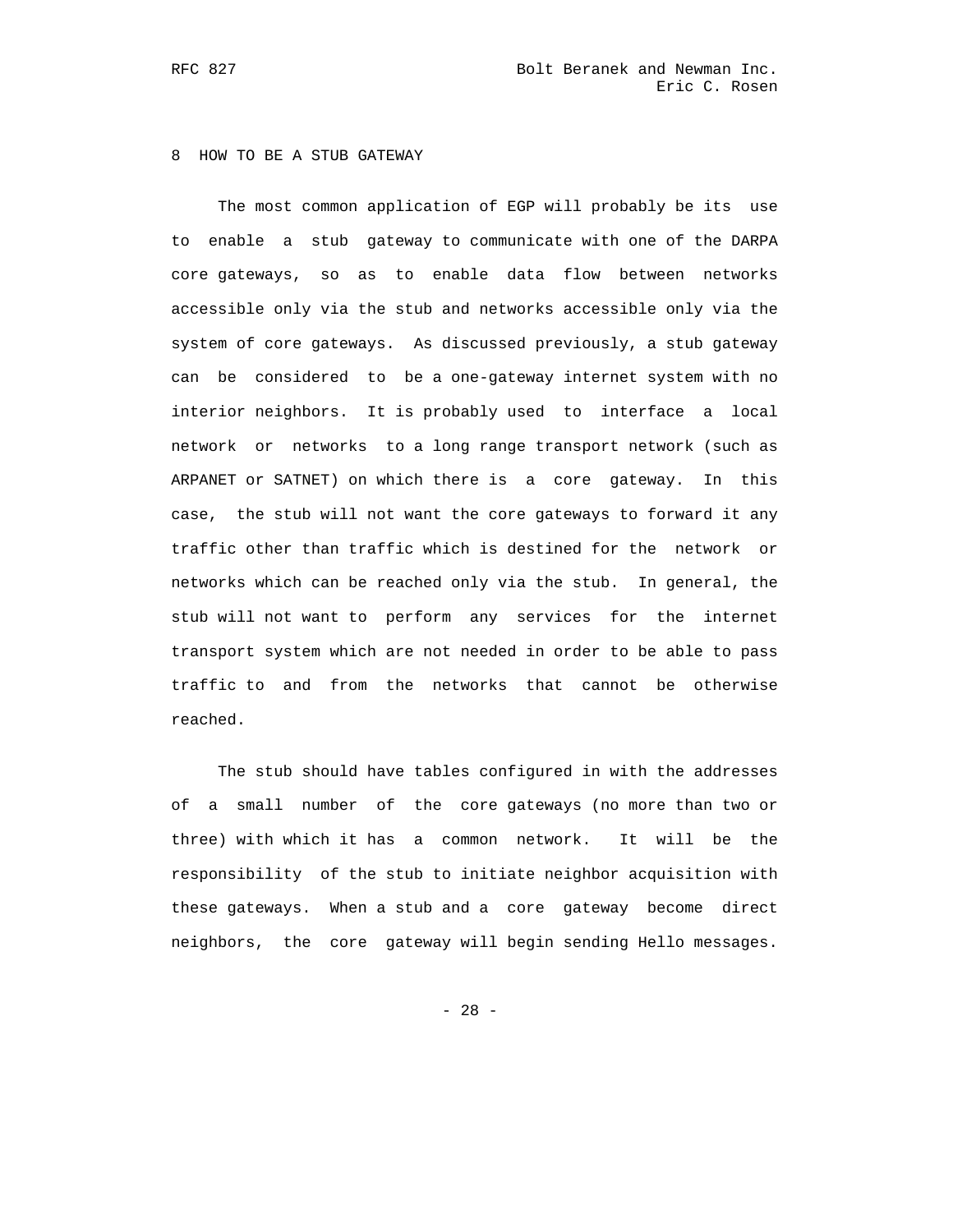# 8 HOW TO BE A STUB GATEWAY

The most common application of EGP will probably be its use to enable a stub gateway to communicate with one of the DARPA core gateways, so as to enable data flow between networks accessible only via the stub and networks accessible only via the system of core gateways. As discussed previously, a stub gateway can be considered to be a one-gateway internet system with no interior neighbors. It is probably used to interface a local network or networks to a long range transport network (such as ARPANET or SATNET) on which there is a core gateway. In this case, the stub will not want the core gateways to forward it any traffic other than traffic which is destined for the network or networks which can be reached only via the stub. In general, the stub will not want to perform any services for the internet transport system which are not needed in order to be able to pass traffic to and from the networks that cannot be otherwise reached.

The stub should have tables configured in with the addresses of a small number of the core gateways (no more than two or three) with which it has a common network. It will be the responsibility of the stub to initiate neighbor acquisition with these gateways. When a stub and a core gateway become direct neighbors, the core gateway will begin sending Hello messages.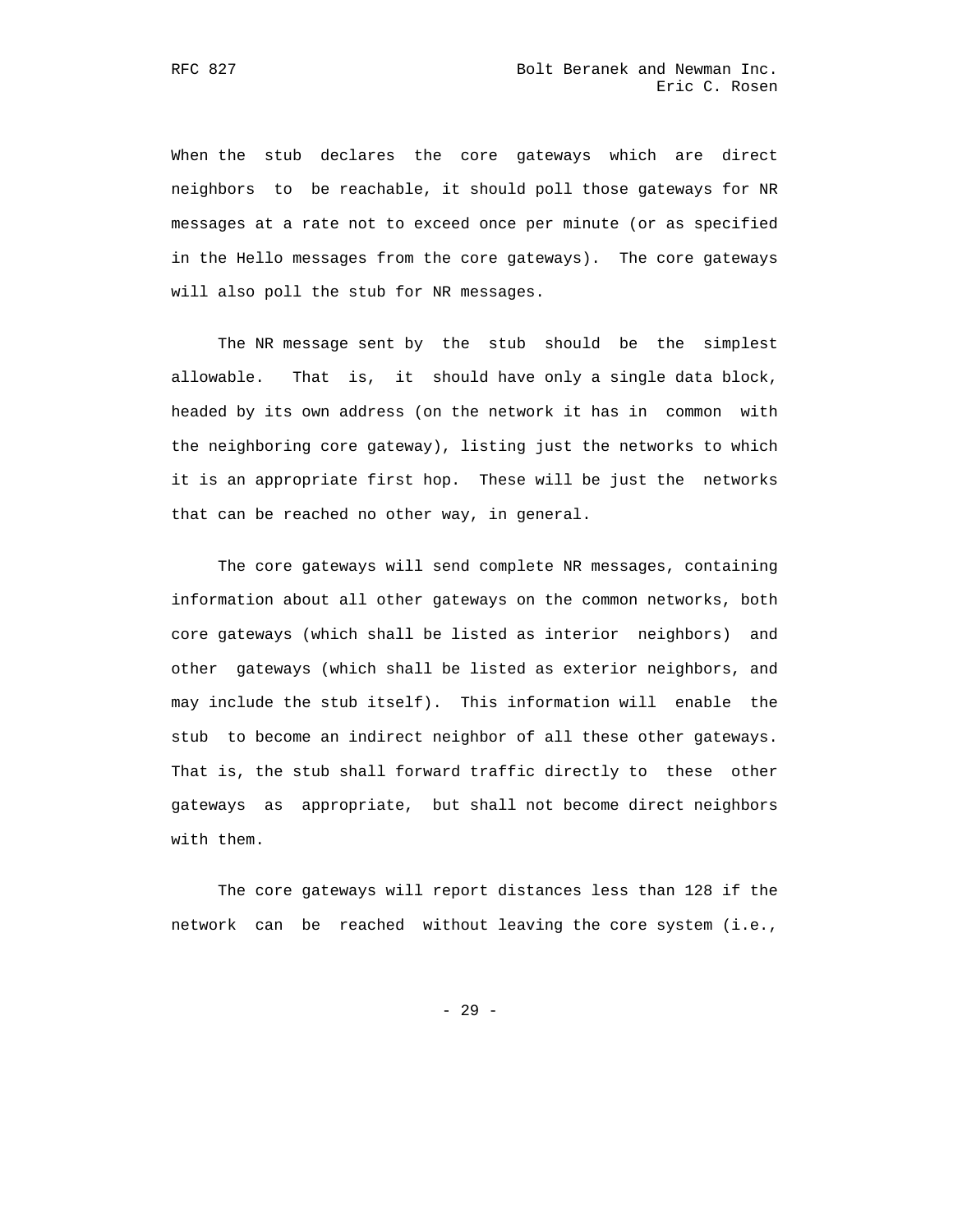When the stub declares the core gateways which are direct neighbors to be reachable, it should poll those gateways for NR messages at a rate not to exceed once per minute (or as specified in the Hello messages from the core gateways). The core gateways will also poll the stub for NR messages.

The NR message sent by the stub should be the simplest allowable. That is, it should have only a single data block, headed by its own address (on the network it has in common with the neighboring core gateway), listing just the networks to which it is an appropriate first hop. These will be just the networks that can be reached no other way, in general.

The core gateways will send complete NR messages, containing information about all other gateways on the common networks, both core gateways (which shall be listed as interior neighbors) and other gateways (which shall be listed as exterior neighbors, and may include the stub itself). This information will enable the stub to become an indirect neighbor of all these other gateways. That is, the stub shall forward traffic directly to these other gateways as appropriate, but shall not become direct neighbors with them.

The core gateways will report distances less than 128 if the network can be reached without leaving the core system (i.e.,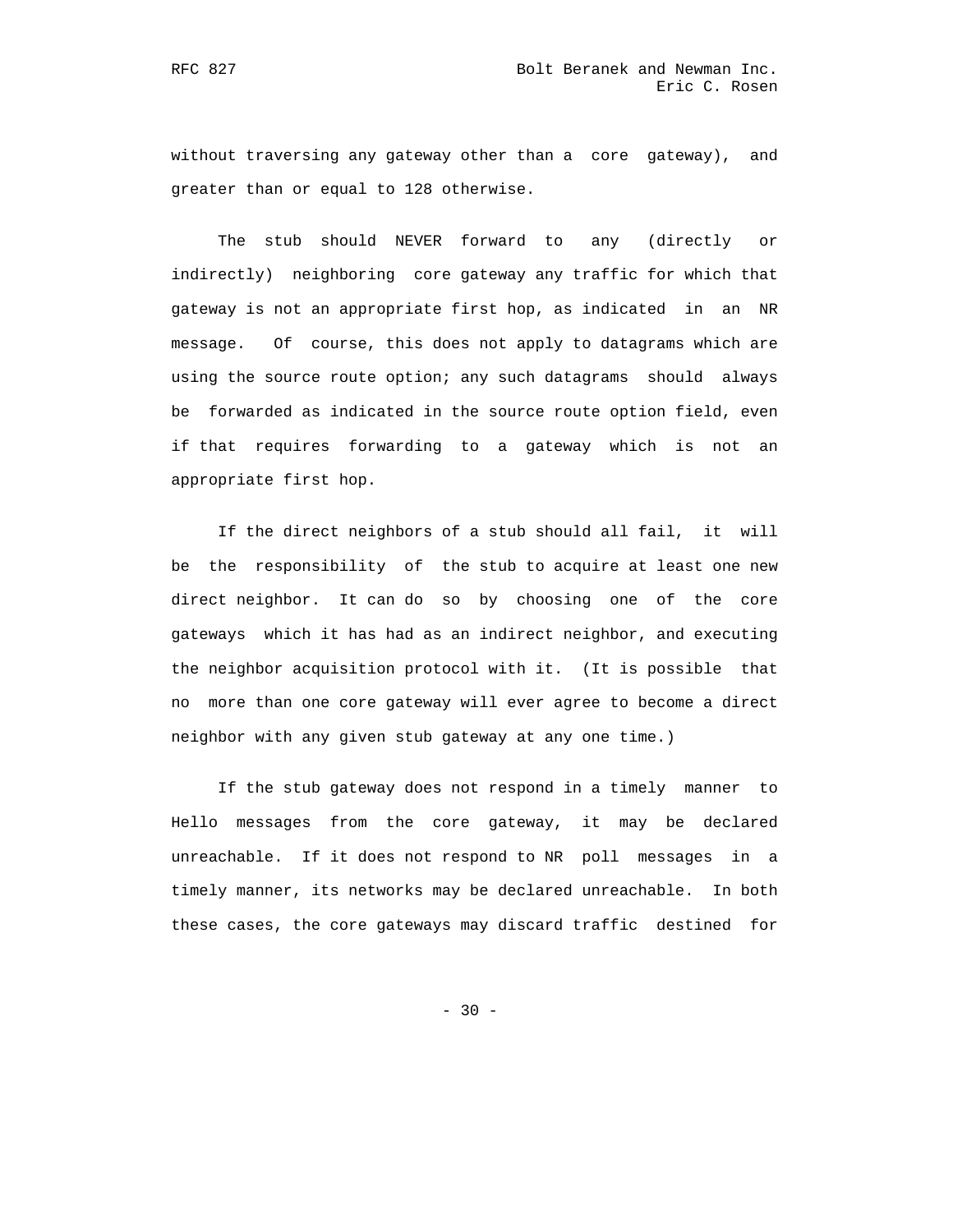without traversing any gateway other than a core gateway), and greater than or equal to 128 otherwise.

The stub should NEVER forward to any (directly or indirectly) neighboring core gateway any traffic for which that gateway is not an appropriate first hop, as indicated in an NR message. Of course, this does not apply to datagrams which are using the source route option; any such datagrams should always be forwarded as indicated in the source route option field, even if that requires forwarding to a gateway which is not an appropriate first hop.

If the direct neighbors of a stub should all fail, it will be the responsibility of the stub to acquire at least one new direct neighbor. It can do so by choosing one of the core gateways which it has had as an indirect neighbor, and executing the neighbor acquisition protocol with it. (It is possible that no more than one core gateway will ever agree to become a direct neighbor with any given stub gateway at any one time.)

If the stub gateway does not respond in a timely manner to Hello messages from the core gateway, it may be declared unreachable. If it does not respond to NR poll messages in a timely manner, its networks may be declared unreachable. In both these cases, the core gateways may discard traffic destined for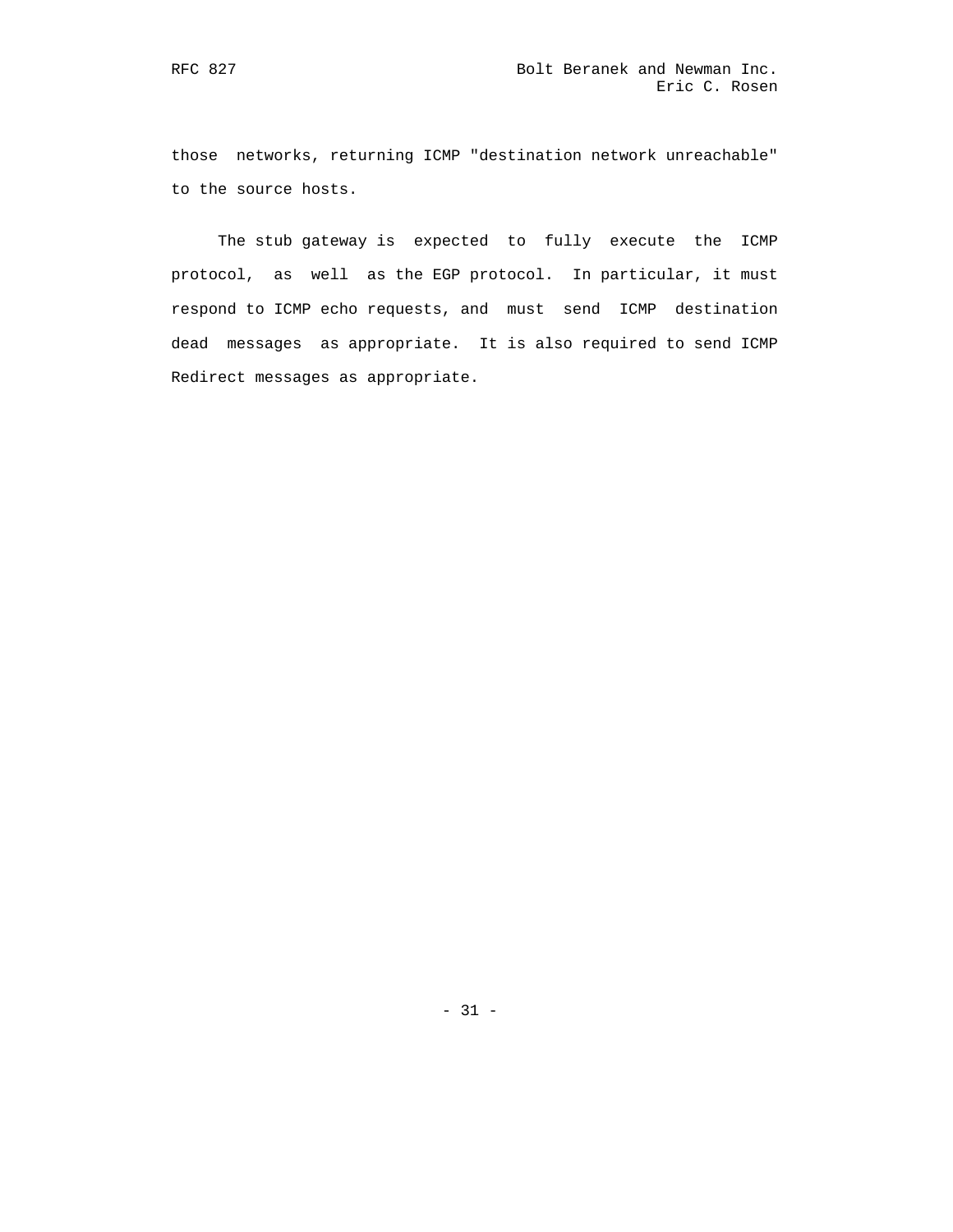those networks, returning ICMP "destination network unreachable" to the source hosts.

The stub gateway is expected to fully execute the ICMP protocol, as well as the EGP protocol. In particular, it must respond to ICMP echo requests, and must send ICMP destination dead messages as appropriate. It is also required to send ICMP Redirect messages as appropriate.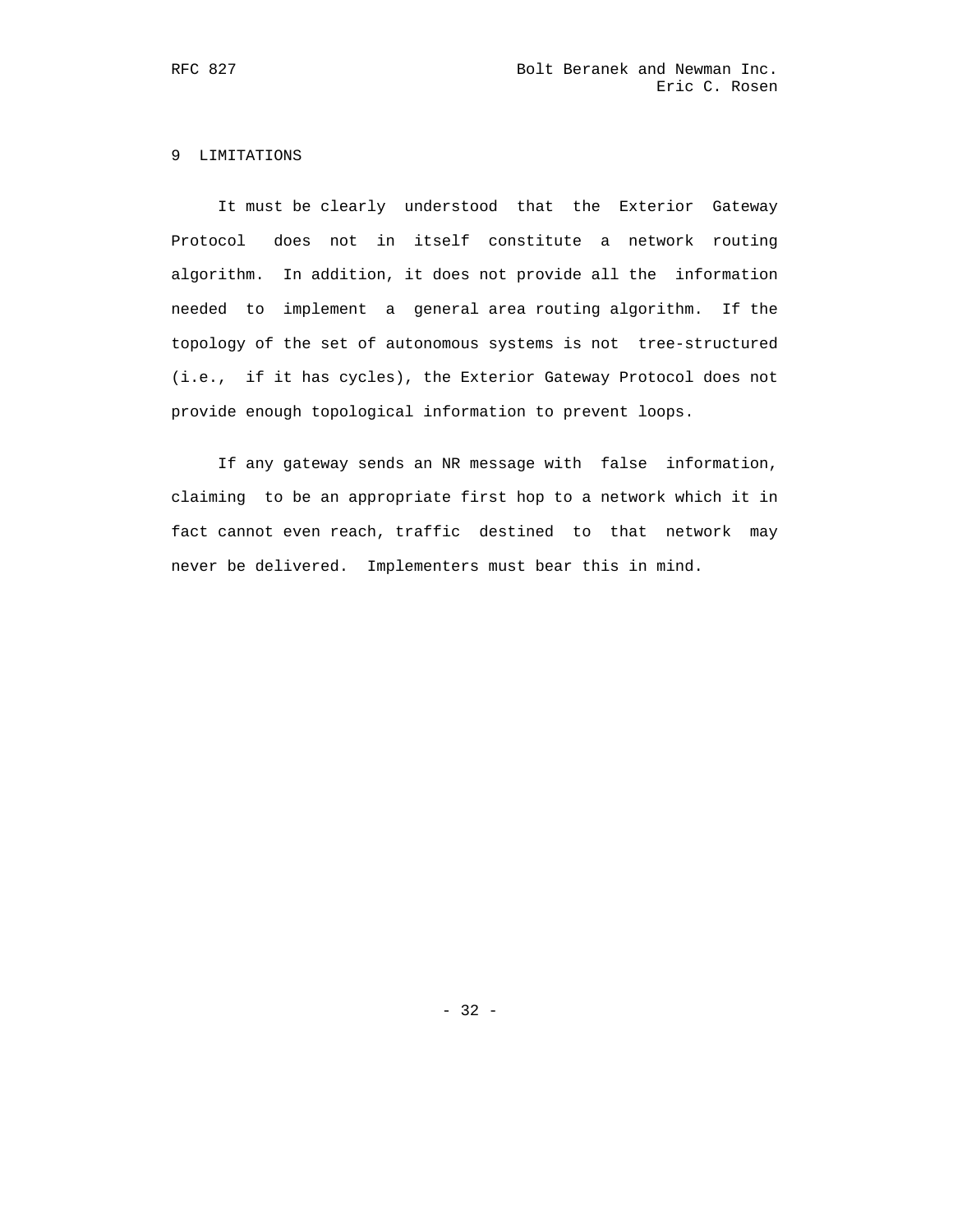# 9 LIMITATIONS

It must be clearly understood that the Exterior Gateway Protocol does not in itself constitute a network routing algorithm. In addition, it does not provide all the information needed to implement a general area routing algorithm. If the topology of the set of autonomous systems is not tree-structured (i.e., if it has cycles), the Exterior Gateway Protocol does not provide enough topological information to prevent loops.

If any gateway sends an NR message with false information, claiming to be an appropriate first hop to a network which it in fact cannot even reach, traffic destined to that network may never be delivered. Implementers must bear this in mind.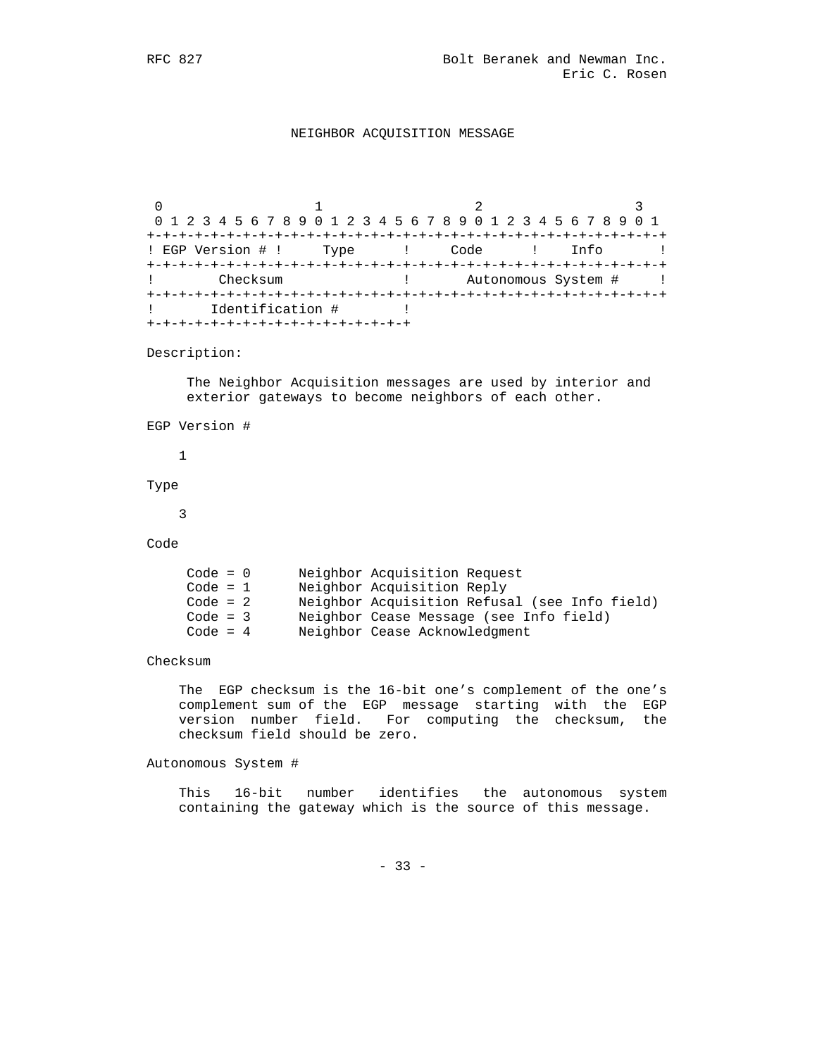## NEIGHBOR ACQUISITION MESSAGE

```
 0                   1                   2                   3
 0 1 2 3 4 5 6 7 8 9 0 1 2 3 4 5 6 7 8 9 0 1 2 3 4 5 6 7 8 9 0 1
+-+-+-+-+-+-+-+-+-+-+-+-+-+-+-+-+-+-+-+-+-+-+-+-+-+-+-+-+-+-+-+-+
! EGP Version # !     Type      !     Code      !    Info       !
+-+-+-+-+-+-+-+-+-+-+-+-+-+-+-+-+-+-+-+-+-+-+-+-+-+-+-+-+-+-+-+-+
!        Checksum               !       Autonomous System #     !
+-+-+-+-+-+-+-+-+-+-+-+-+-+-+-+-+-+-+-+-+-+-+-+-+-+-+-+-+-+-+-+-+
!       Identification #        !
+-+-+-+-+-+-+-+-+-+-+-+-+-+-+-+-+
```

Description:

The Neighbor Acquisition messages are used by interior and exterior gateways to become neighbors of each other.

EGP Version #

1

Type

3

Code

```
Code = 0      Neighbor Acquisition Request
Code = 1      Neighbor Acquisition Reply
Code = 2      Neighbor Acquisition Refusal (see Info field)
Code = 3      Neighbor Cease Message (see Info field)
Code = 4      Neighbor Cease Acknowledgment
```

Checksum

The EGP checksum is the 16-bit one's complement of the one's complement sum of the EGP message starting with the EGP version number field. For computing the checksum, the checksum field should be zero.

Autonomous System #

This 16-bit number identifies the autonomous system containing the gateway which is the source of this message.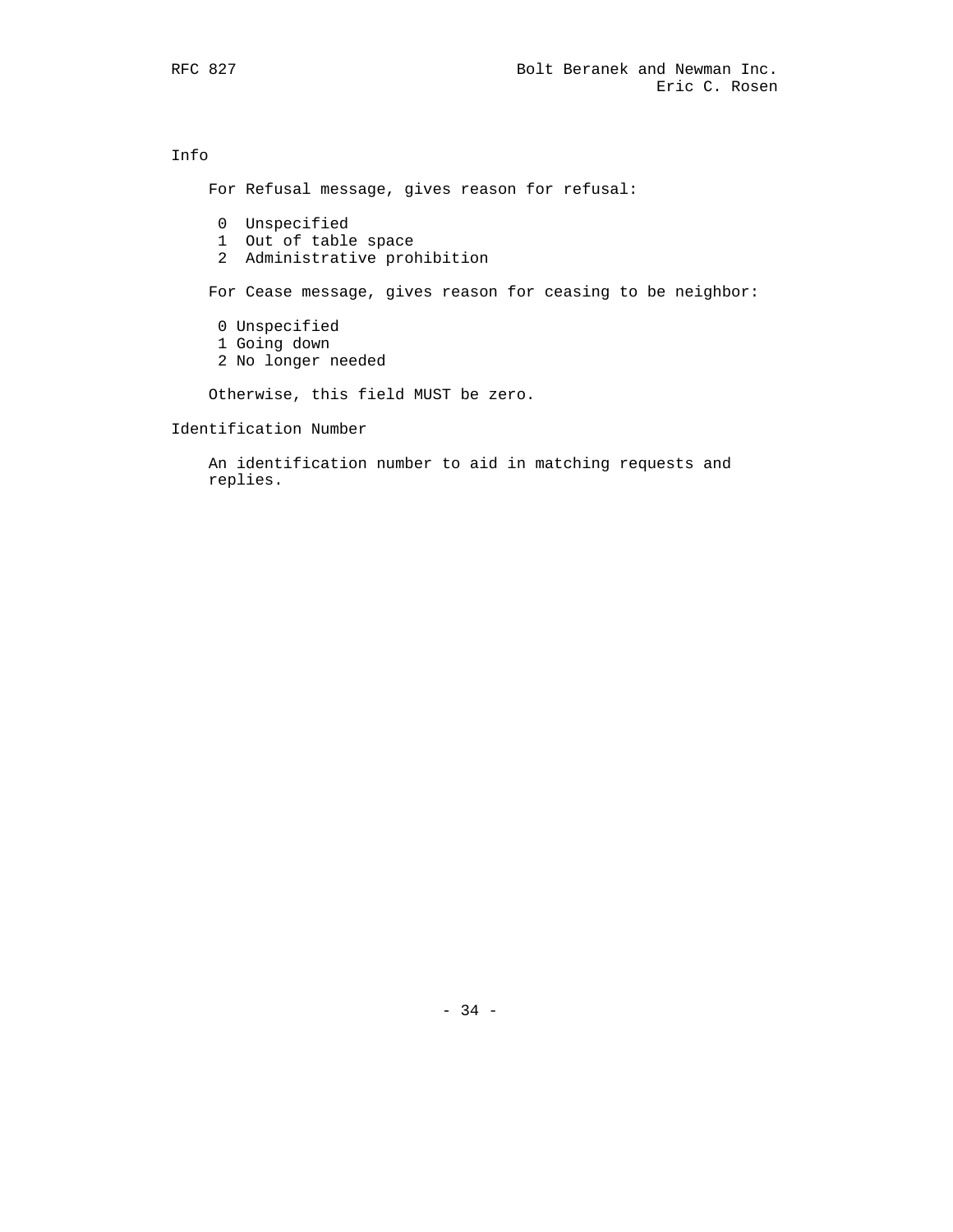Info

For Refusal message, gives reason for refusal:

0  Unspecified
1  Out of table space
2  Administrative prohibition

For Cease message, gives reason for ceasing to be neighbor:

0 Unspecified
1 Going down
2 No longer needed

Otherwise, this field MUST be zero.

Identification Number

An identification number to aid in matching requests and replies.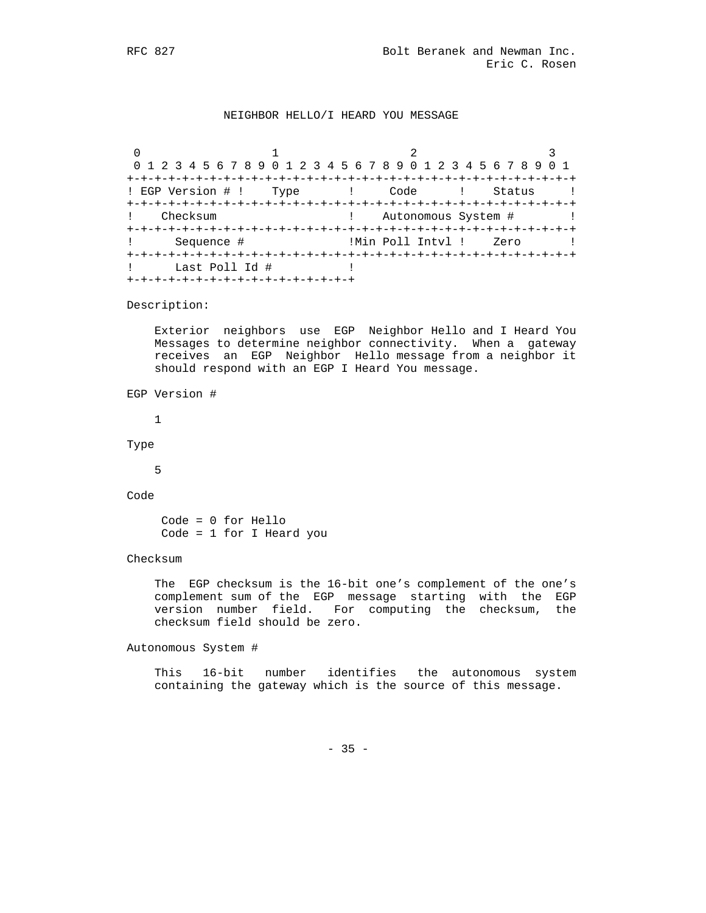## NEIGHBOR HELLO/I HEARD YOU MESSAGE

```
 0                   1                   2                   3
 0 1 2 3 4 5 6 7 8 9 0 1 2 3 4 5 6 7 8 9 0 1 2 3 4 5 6 7 8 9 0 1
+-+-+-+-+-+-+-+-+-+-+-+-+-+-+-+-+-+-+-+-+-+-+-+-+-+-+-+-+-+-+-+-+
! EGP Version # !    Type       !     Code      !    Status     !
+-+-+-+-+-+-+-+-+-+-+-+-+-+-+-+-+-+-+-+-+-+-+-+-+-+-+-+-+-+-+-+-+
!    Checksum                   !    Autonomous System #        !
+-+-+-+-+-+-+-+-+-+-+-+-+-+-+-+-+-+-+-+-+-+-+-+-+-+-+-+-+-+-+-+-+
!      Sequence #               !Min Poll Intvl !    Zero       !
+-+-+-+-+-+-+-+-+-+-+-+-+-+-+-+-+-+-+-+-+-+-+-+-+-+-+-+-+-+-+-+-+
!      Last Poll Id #           !
+-+-+-+-+-+-+-+-+-+-+-+-+-+-+-+-+
```

Description:

Exterior neighbors use EGP Neighbor Hello and I Heard You Messages to determine neighbor connectivity. When a gateway receives an EGP Neighbor Hello message from a neighbor it should respond with an EGP I Heard You message.

EGP Version #

1

Type

5

Code

Code = 0 for Hello
Code = 1 for I Heard you

Checksum

The EGP checksum is the 16-bit one's complement of the one's complement sum of the EGP message starting with the EGP version number field. For computing the checksum, the checksum field should be zero.

Autonomous System #

This 16-bit number identifies the autonomous system containing the gateway which is the source of this message.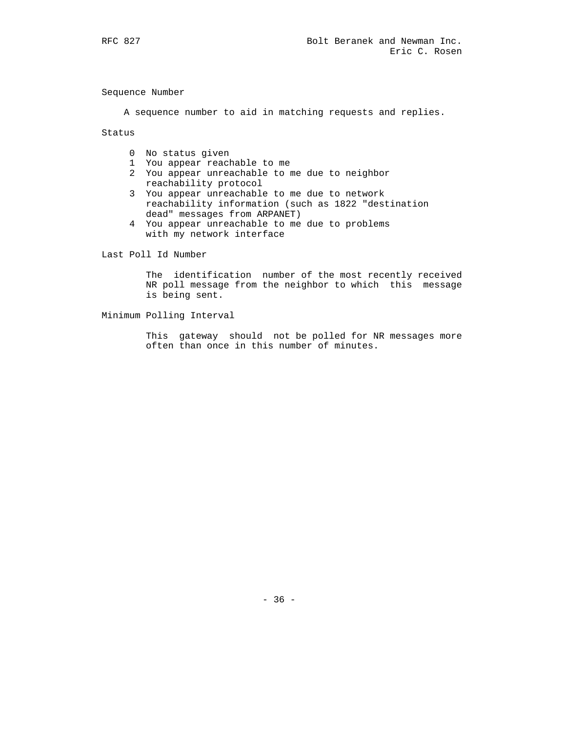Sequence Number

A sequence number to aid in matching requests and replies.

Status

- 0 No status given
- 1 You appear reachable to me
- 2 You appear unreachable to me due to neighbor reachability protocol
- 3 You appear unreachable to me due to network reachability information (such as 1822 "destination dead" messages from ARPANET)
- 4 You appear unreachable to me due to problems with my network interface

Last Poll Id Number

The identification number of the most recently received NR poll message from the neighbor to which this message is being sent.

Minimum Polling Interval

This gateway should not be polled for NR messages more often than once in this number of minutes.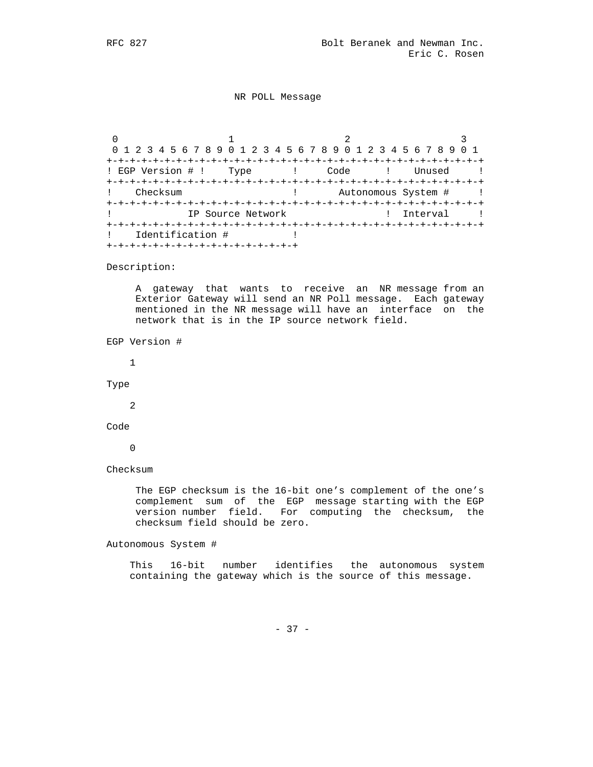## NR POLL Message

```
 0                   1                   2                   3
 0 1 2 3 4 5 6 7 8 9 0 1 2 3 4 5 6 7 8 9 0 1 2 3 4 5 6 7 8 9 0 1
+-+-+-+-+-+-+-+-+-+-+-+-+-+-+-+-+-+-+-+-+-+-+-+-+-+-+-+-+-+-+-+-+
! EGP Version # !    Type       !     Code      !    Unused     !
+-+-+-+-+-+-+-+-+-+-+-+-+-+-+-+-+-+-+-+-+-+-+-+-+-+-+-+-+-+-+-+-+
!    Checksum                   !       Autonomous System #     !
+-+-+-+-+-+-+-+-+-+-+-+-+-+-+-+-+-+-+-+-+-+-+-+-+-+-+-+-+-+-+-+-+
!            IP Source Network                  !  Interval     !
+-+-+-+-+-+-+-+-+-+-+-+-+-+-+-+-+-+-+-+-+-+-+-+-+-+-+-+-+-+-+-+-+
!    Identification #           !
+-+-+-+-+-+-+-+-+-+-+-+-+-+-+-+-+
```

Description:

A gateway that wants to receive an NR message from an Exterior Gateway will send an NR Poll message. Each gateway mentioned in the NR message will have an interface on the network that is in the IP source network field.

EGP Version #

1

Type

2

Code

0

Checksum

The EGP checksum is the 16-bit one's complement of the one's complement sum of the EGP message starting with the EGP version number field. For computing the checksum, the checksum field should be zero.

Autonomous System #

This 16-bit number identifies the autonomous system containing the gateway which is the source of this message.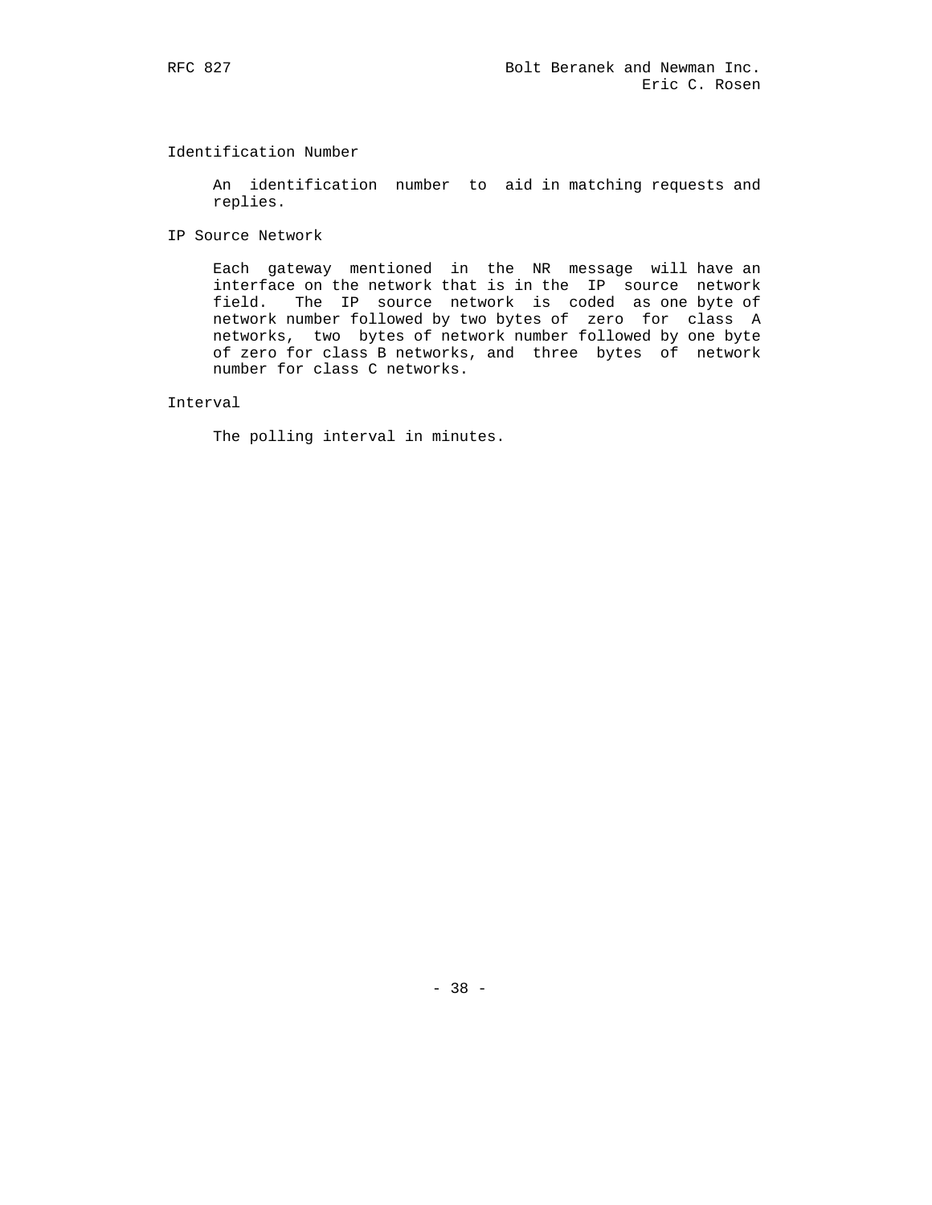Identification Number

An identification number to aid in matching requests and replies.

IP Source Network

Each gateway mentioned in the NR message will have an interface on the network that is in the IP source network field. The IP source network is coded as one byte of network number followed by two bytes of zero for class A networks, two bytes of network number followed by one byte of zero for class B networks, and three bytes of network number for class C networks.

Interval

The polling interval in minutes.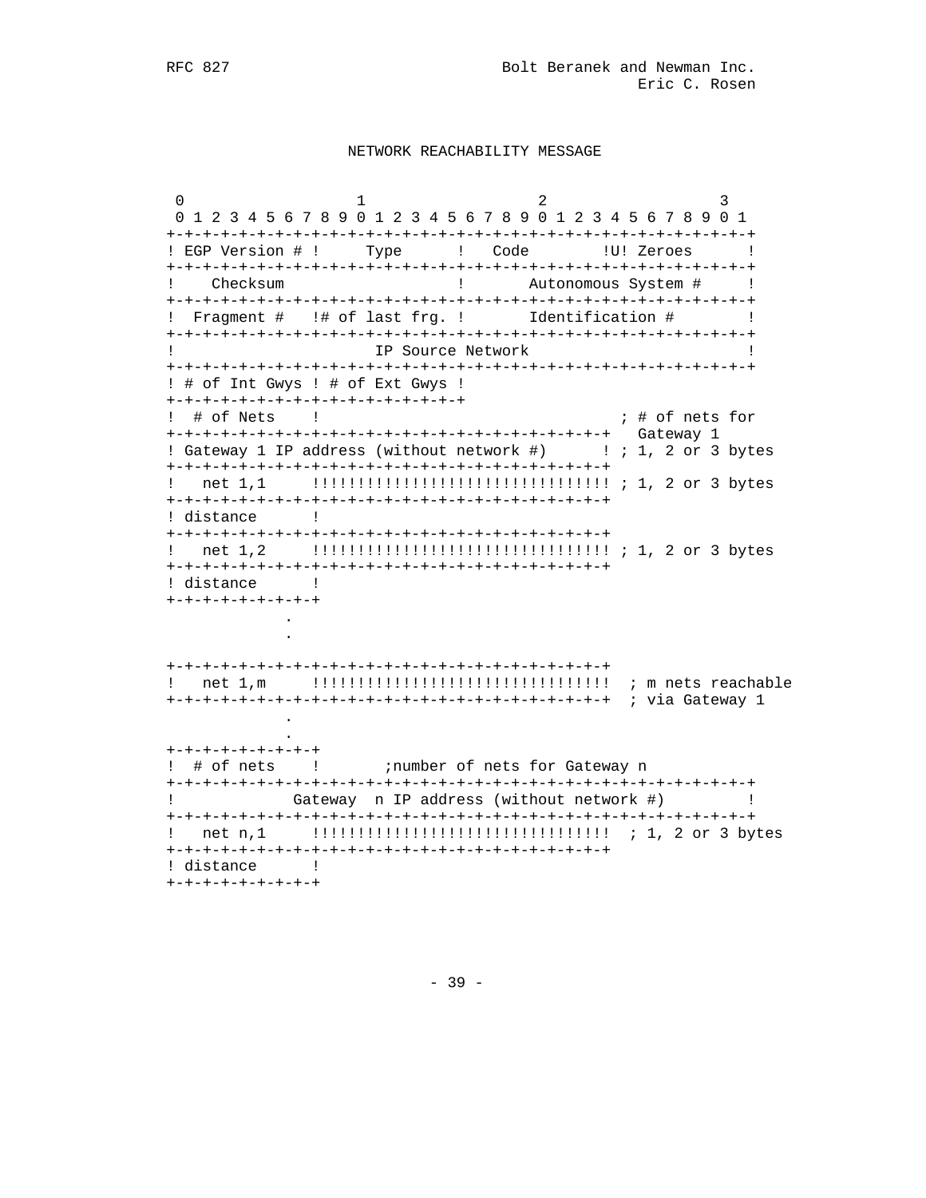NETWORK REACHABILITY MESSAGE

```
 0                   1                   2                   3
 0 1 2 3 4 5 6 7 8 9 0 1 2 3 4 5 6 7 8 9 0 1 2 3 4 5 6 7 8 9 0 1
+-+-+-+-+-+-+-+-+-+-+-+-+-+-+-+-+-+-+-+-+-+-+-+-+-+-+-+-+-+-+-+-+
! EGP Version # !     Type      !   Code        !U! Zeroes      !
+-+-+-+-+-+-+-+-+-+-+-+-+-+-+-+-+-+-+-+-+-+-+-+-+-+-+-+-+-+-+-+-+
!    Checksum                   !       Autonomous System #     !
+-+-+-+-+-+-+-+-+-+-+-+-+-+-+-+-+-+-+-+-+-+-+-+-+-+-+-+-+-+-+-+-+
!  Fragment #   !# of last frg. !       Identification #        !
+-+-+-+-+-+-+-+-+-+-+-+-+-+-+-+-+-+-+-+-+-+-+-+-+-+-+-+-+-+-+-+-+
!                     IP Source Network                         !
+-+-+-+-+-+-+-+-+-+-+-+-+-+-+-+-+-+-+-+-+-+-+-+-+-+-+-+-+-+-+-+-+
! # of Int Gwys ! # of Ext Gwys !
+-+-+-+-+-+-+-+-+-+-+-+-+-+-+-+-+
!  # of Nets    !                                 ; # of nets for
+-+-+-+-+-+-+-+-+-+-+-+-+-+-+-+-+-+-+-+-+-+-+-+-+   Gateway 1
! Gateway 1 IP address (without network #)      ! ; 1, 2 or 3 bytes
+-+-+-+-+-+-+-+-+-+-+-+-+-+-+-+-+-+-+-+-+-+-+-+-+
!   net 1,1     !!!!!!!!!!!!!!!!!!!!!!!!!!!!!!!!! ; 1, 2 or 3 bytes
+-+-+-+-+-+-+-+-+-+-+-+-+-+-+-+-+-+-+-+-+-+-+-+-+
! distance      !
+-+-+-+-+-+-+-+-+-+-+-+-+-+-+-+-+-+-+-+-+-+-+-+-+
!   net 1,2     !!!!!!!!!!!!!!!!!!!!!!!!!!!!!!!!! ; 1, 2 or 3 bytes
+-+-+-+-+-+-+-+-+-+-+-+-+-+-+-+-+-+-+-+-+-+-+-+-+
! distance      !
+-+-+-+-+-+-+-+-+
            .
            .

+-+-+-+-+-+-+-+-+-+-+-+-+-+-+-+-+-+-+-+-+-+-+-+-+
!   net 1,m     !!!!!!!!!!!!!!!!!!!!!!!!!!!!!!!!!  ; m nets reachable
+-+-+-+-+-+-+-+-+-+-+-+-+-+-+-+-+-+-+-+-+-+-+-+-+  ; via Gateway 1
            .
            .
+-+-+-+-+-+-+-+-+
!  # of nets    !       ;number of nets for Gateway n
+-+-+-+-+-+-+-+-+-+-+-+-+-+-+-+-+-+-+-+-+-+-+-+-+-+-+-+-+-+-+-+-+
!            Gateway  n IP address (without network #)         !
+-+-+-+-+-+-+-+-+-+-+-+-+-+-+-+-+-+-+-+-+-+-+-+-+-+-+-+-+-+-+-+-+
!   net n,1     !!!!!!!!!!!!!!!!!!!!!!!!!!!!!!!!!  ; 1, 2 or 3 bytes
+-+-+-+-+-+-+-+-+-+-+-+-+-+-+-+-+-+-+-+-+-+-+-+-+
! distance      !
+-+-+-+-+-+-+-+-+
```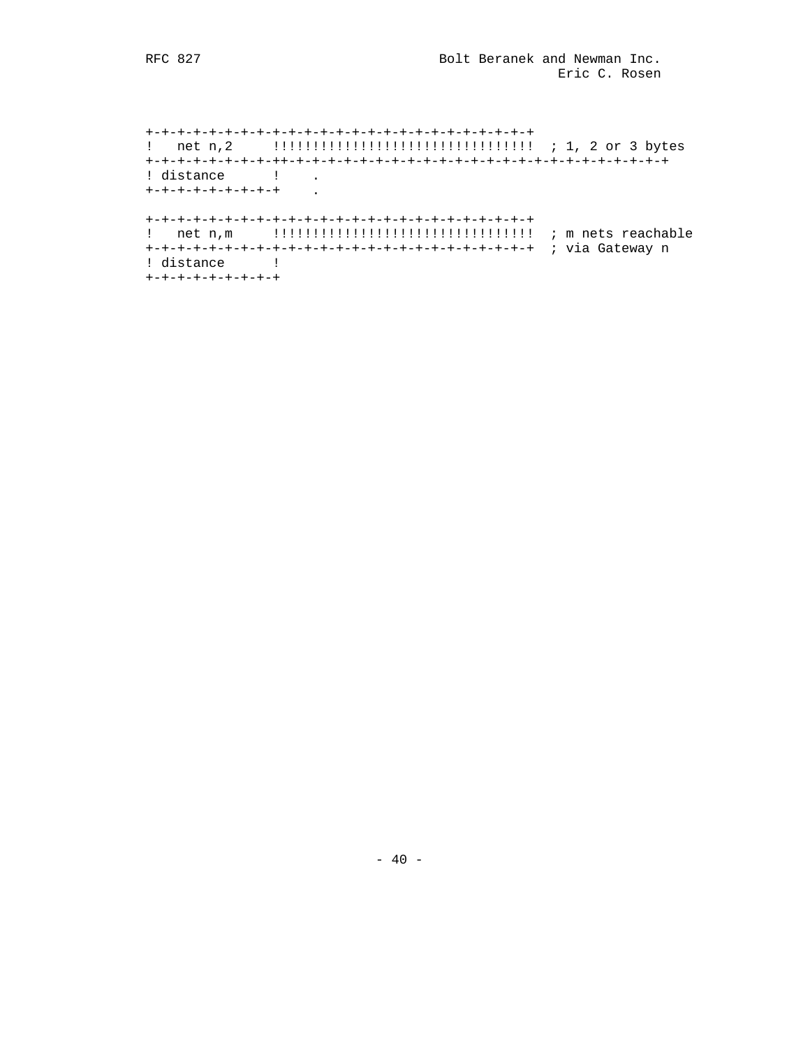```
+-+-+-+-+-+-+-+-+-+-+-+-+-+-+-+-+-+-+-+-+-+-+-+-+
!   net n,2     !!!!!!!!!!!!!!!!!!!!!!!!!!!!!!!!!  ; 1, 2 or 3 bytes
+-+-+-+-+-+-+-+-++-+-+-+-+-+-+-+-+-+-+-+-+-+-+-+-+-+-+-+-+-+-+-+-+
! distance      !    .
+-+-+-+-+-+-+-+-+    .

+-+-+-+-+-+-+-+-+-+-+-+-+-+-+-+-+-+-+-+-+-+-+-+-+
!   net n,m     !!!!!!!!!!!!!!!!!!!!!!!!!!!!!!!!!  ; m nets reachable
+-+-+-+-+-+-+-+-+-+-+-+-+-+-+-+-+-+-+-+-+-+-+-+-+  ; via Gateway n
! distance      !
+-+-+-+-+-+-+-+-+
```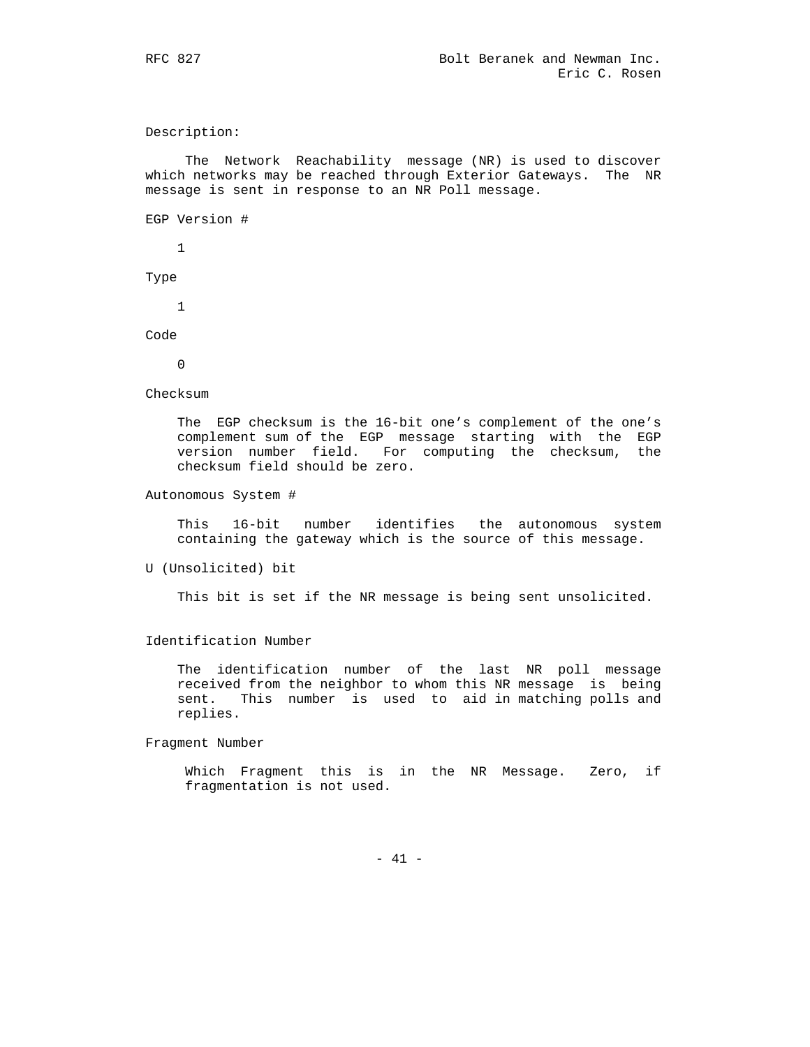Description:

The Network Reachability message (NR) is used to discover which networks may be reached through Exterior Gateways. The NR message is sent in response to an NR Poll message.

EGP Version #

1

Type

1

Code

0

Checksum

The EGP checksum is the 16-bit one's complement of the one's complement sum of the EGP message starting with the EGP version number field. For computing the checksum, the checksum field should be zero.

Autonomous System #

This 16-bit number identifies the autonomous system containing the gateway which is the source of this message.

U (Unsolicited) bit

This bit is set if the NR message is being sent unsolicited.

Identification Number

The identification number of the last NR poll message received from the neighbor to whom this NR message is being sent. This number is used to aid in matching polls and replies.

Fragment Number

Which Fragment this is in the NR Message. Zero, if fragmentation is not used.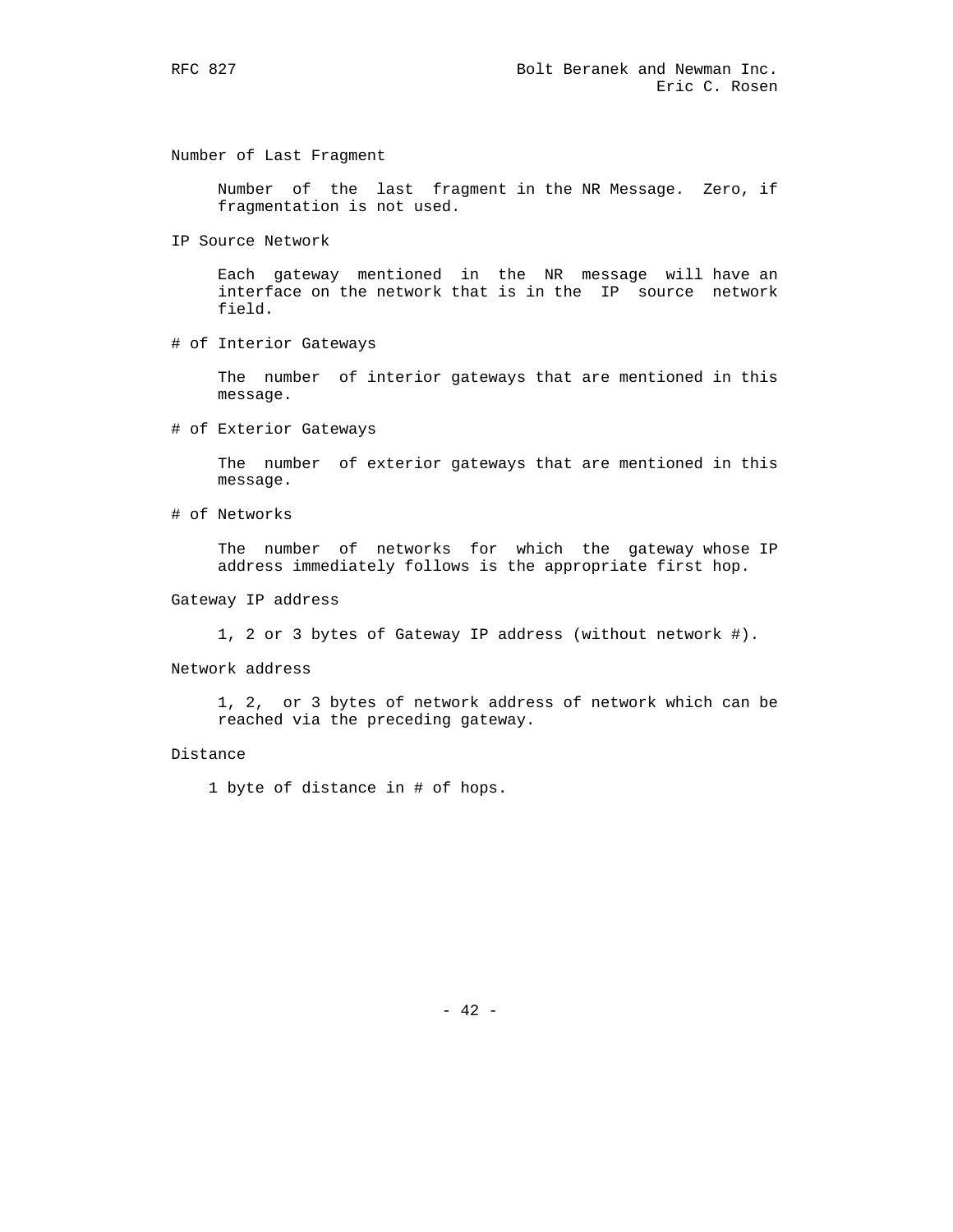Number of Last Fragment

Number of the last fragment in the NR Message. Zero, if fragmentation is not used.

IP Source Network

Each gateway mentioned in the NR message will have an interface on the network that is in the IP source network field.

# of Interior Gateways

The number of interior gateways that are mentioned in this message.

# of Exterior Gateways

The number of exterior gateways that are mentioned in this message.

# of Networks

The number of networks for which the gateway whose IP address immediately follows is the appropriate first hop.

Gateway IP address

1, 2 or 3 bytes of Gateway IP address (without network #).

Network address

1, 2, or 3 bytes of network address of network which can be reached via the preceding gateway.

Distance

1 byte of distance in # of hops.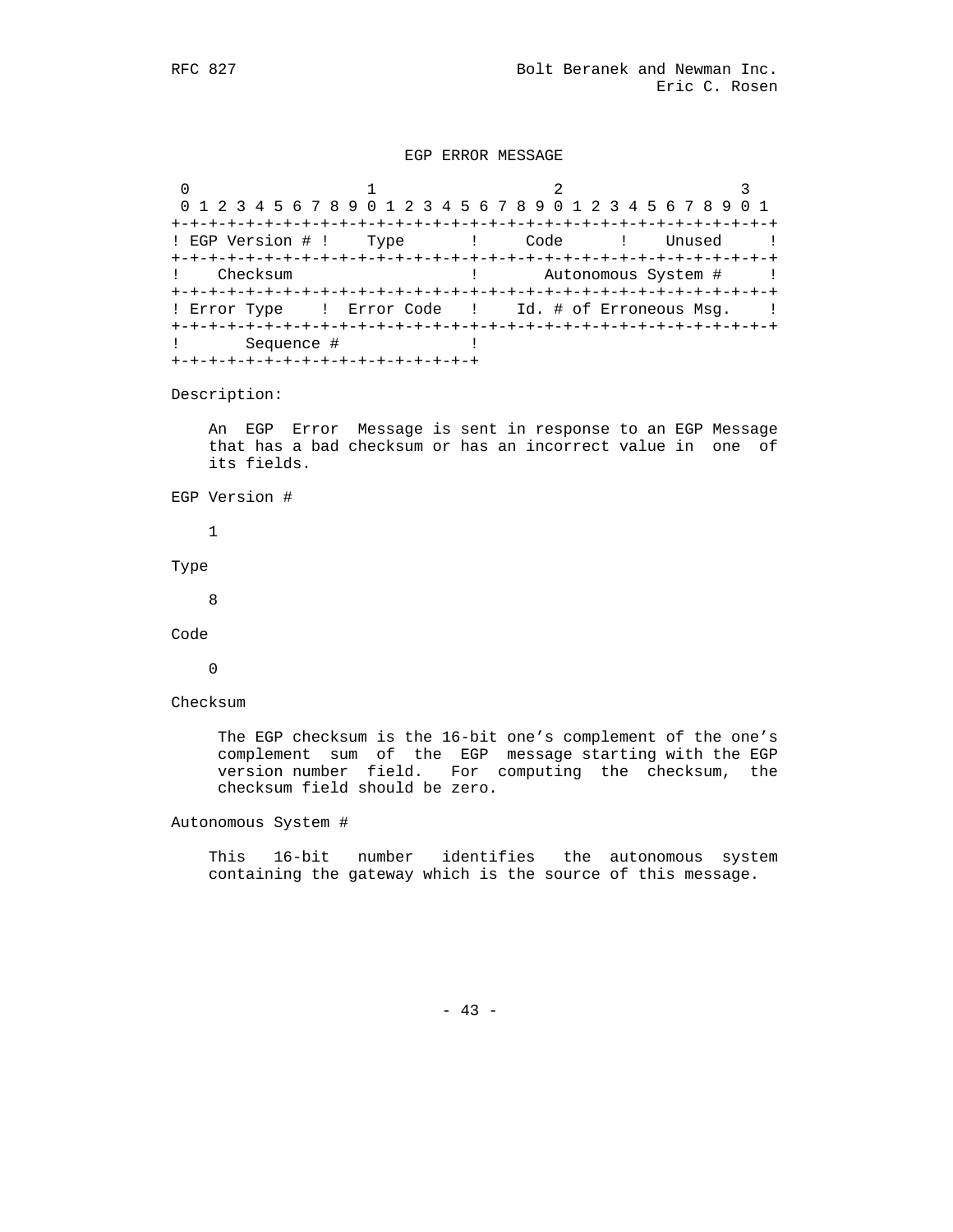## EGP ERROR MESSAGE

```
 0                   1                   2                   3
 0 1 2 3 4 5 6 7 8 9 0 1 2 3 4 5 6 7 8 9 0 1 2 3 4 5 6 7 8 9 0 1
+-+-+-+-+-+-+-+-+-+-+-+-+-+-+-+-+-+-+-+-+-+-+-+-+-+-+-+-+-+-+-+-+
! EGP Version # !    Type       !     Code      !    Unused     !
+-+-+-+-+-+-+-+-+-+-+-+-+-+-+-+-+-+-+-+-+-+-+-+-+-+-+-+-+-+-+-+-+
!    Checksum                   !       Autonomous System #     !
+-+-+-+-+-+-+-+-+-+-+-+-+-+-+-+-+-+-+-+-+-+-+-+-+-+-+-+-+-+-+-+-+
! Error Type    !  Error Code   !    Id. # of Erroneous Msg.    !
+-+-+-+-+-+-+-+-+-+-+-+-+-+-+-+-+-+-+-+-+-+-+-+-+-+-+-+-+-+-+-+-+
!       Sequence #              !
+-+-+-+-+-+-+-+-+-+-+-+-+-+-+-+-+
```

Description:

An EGP Error Message is sent in response to an EGP Message that has a bad checksum or has an incorrect value in one of its fields.

EGP Version #

1

Type

8

Code

0

Checksum

The EGP checksum is the 16-bit one's complement of the one's complement sum of the EGP message starting with the EGP version number field. For computing the checksum, the checksum field should be zero.

Autonomous System #

This 16-bit number identifies the autonomous system containing the gateway which is the source of this message.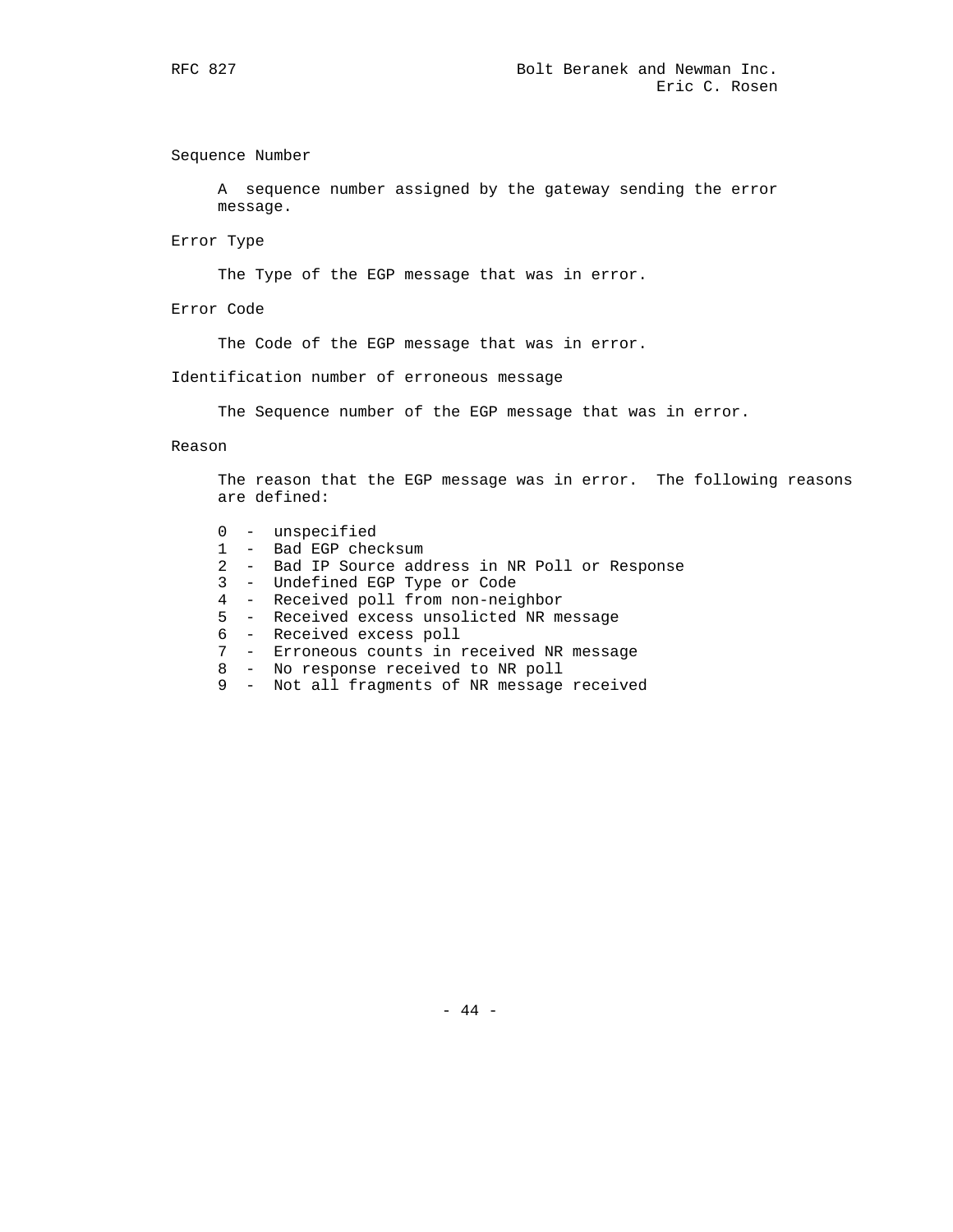Sequence Number

A sequence number assigned by the gateway sending the error message.

Error Type

The Type of the EGP message that was in error.

Error Code

The Code of the EGP message that was in error.

Identification number of erroneous message

The Sequence number of the EGP message that was in error.

Reason

The reason that the EGP message was in error. The following reasons are defined:

```
0  -  unspecified
1  -  Bad EGP checksum
2  -  Bad IP Source address in NR Poll or Response
3  -  Undefined EGP Type or Code
4  -  Received poll from non-neighbor
5  -  Received excess unsolicted NR message
6  -  Received excess poll
7  -  Erroneous counts in received NR message
8  -  No response received to NR poll
9  -  Not all fragments of NR message received
```